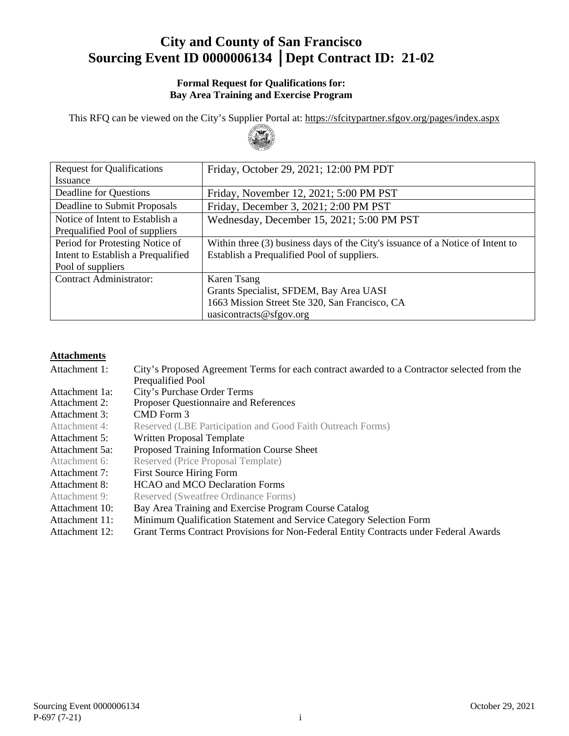# City and County of San Francisco
# Sourcing Event ID 0000006134 | Dept Contract ID: 21-02

**Formal Request for Qualifications for:**
**Bay Area Training and Exercise Program**

This RFQ can be viewed on the City's Supplier Portal at: https://sfcitypartner.sfgov.org/pages/index.aspx

| | |
|---|---|
| Request for Qualifications Issuance | Friday, October 29, 2021; 12:00 PM PDT |
| Deadline for Questions | Friday, November 12, 2021; 5:00 PM PST |
| Deadline to Submit Proposals | Friday, December 3, 2021; 2:00 PM PST |
| Notice of Intent to Establish a Prequalified Pool of suppliers | Wednesday, December 15, 2021; 5:00 PM PST |
| Period for Protesting Notice of Intent to Establish a Prequalified Pool of suppliers | Within three (3) business days of the City's issuance of a Notice of Intent to Establish a Prequalified Pool of suppliers. |
| Contract Administrator: | Karen Tsang<br>Grants Specialist, SFDEM, Bay Area UASI<br>1663 Mission Street Ste 320, San Francisco, CA<br>uasicontracts@sfgov.org |

**Attachments**

| | |
|---|---|
| Attachment 1: | City's Proposed Agreement Terms for each contract awarded to a Contractor selected from the Prequalified Pool |
| Attachment 1a: | City's Purchase Order Terms |
| Attachment 2: | Proposer Questionnaire and References |
| Attachment 3: | CMD Form 3 |
| Attachment 4: | Reserved (LBE Participation and Good Faith Outreach Forms) |
| Attachment 5: | Written Proposal Template |
| Attachment 5a: | Proposed Training Information Course Sheet |
| Attachment 6: | Reserved (Price Proposal Template) |
| Attachment 7: | First Source Hiring Form |
| Attachment 8: | HCAO and MCO Declaration Forms |
| Attachment 9: | Reserved (Sweatfree Ordinance Forms) |
| Attachment 10: | Bay Area Training and Exercise Program Course Catalog |
| Attachment 11: | Minimum Qualification Statement and Service Category Selection Form |
| Attachment 12: | Grant Terms Contract Provisions for Non-Federal Entity Contracts under Federal Awards |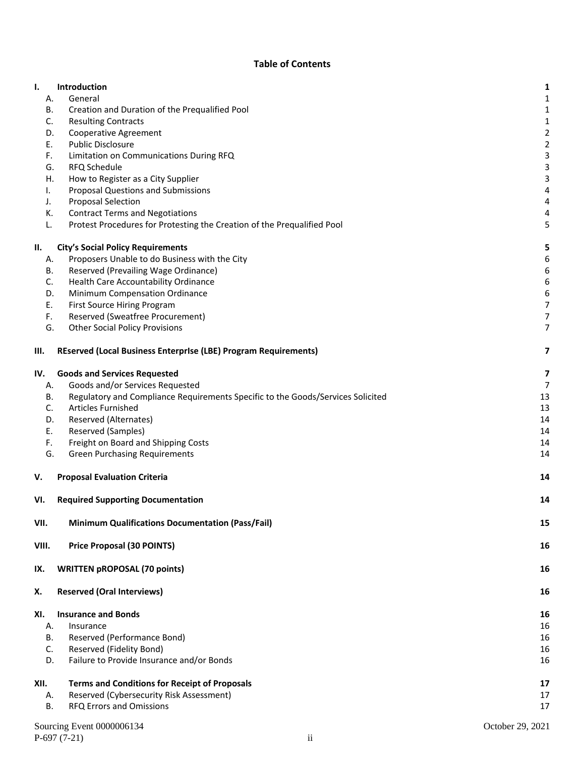## Table of Contents

| | | |
|---|---|---|
| **I.** | **Introduction** | **1** |
| A. | General | 1 |
| B. | Creation and Duration of the Prequalified Pool | 1 |
| C. | Resulting Contracts | 1 |
| D. | Cooperative Agreement | 2 |
| E. | Public Disclosure | 2 |
| F. | Limitation on Communications During RFQ | 3 |
| G. | RFQ Schedule | 3 |
| H. | How to Register as a City Supplier | 3 |
| I. | Proposal Questions and Submissions | 4 |
| J. | Proposal Selection | 4 |
| K. | Contract Terms and Negotiations | 4 |
| L. | Protest Procedures for Protesting the Creation of the Prequalified Pool | 5 |
| **II.** | **City's Social Policy Requirements** | **5** |
| A. | Proposers Unable to do Business with the City | 6 |
| B. | Reserved (Prevailing Wage Ordinance) | 6 |
| C. | Health Care Accountability Ordinance | 6 |
| D. | Minimum Compensation Ordinance | 6 |
| E. | First Source Hiring Program | 7 |
| F. | Reserved (Sweatfree Procurement) | 7 |
| G. | Other Social Policy Provisions | 7 |
| **III.** | **REserved (Local Business EnterprIse (LBE) Program Requirements)** | **7** |
| **IV.** | **Goods and Services Requested** | **7** |
| A. | Goods and/or Services Requested | 7 |
| B. | Regulatory and Compliance Requirements Specific to the Goods/Services Solicited | 13 |
| C. | Articles Furnished | 13 |
| D. | Reserved (Alternates) | 14 |
| E. | Reserved (Samples) | 14 |
| F. | Freight on Board and Shipping Costs | 14 |
| G. | Green Purchasing Requirements | 14 |
| **V.** | **Proposal Evaluation Criteria** | **14** |
| **VI.** | **Required Supporting Documentation** | **14** |
| **VII.** | **Minimum Qualifications Documentation (Pass/Fail)** | **15** |
| **VIII.** | **Price Proposal (30 POINTS)** | **16** |
| **IX.** | **WRITTEN pROPOSAL (70 points)** | **16** |
| **X.** | **Reserved (Oral Interviews)** | **16** |
| **XI.** | **Insurance and Bonds** | **16** |
| A. | Insurance | 16 |
| B. | Reserved (Performance Bond) | 16 |
| C. | Reserved (Fidelity Bond) | 16 |
| D. | Failure to Provide Insurance and/or Bonds | 16 |
| **XII.** | **Terms and Conditions for Receipt of Proposals** | **17** |
| A. | Reserved (Cybersecurity Risk Assessment) | 17 |
| B. | RFQ Errors and Omissions | 17 |

Sourcing Event 0000006134 — October 29, 2021
P-697 (7-21)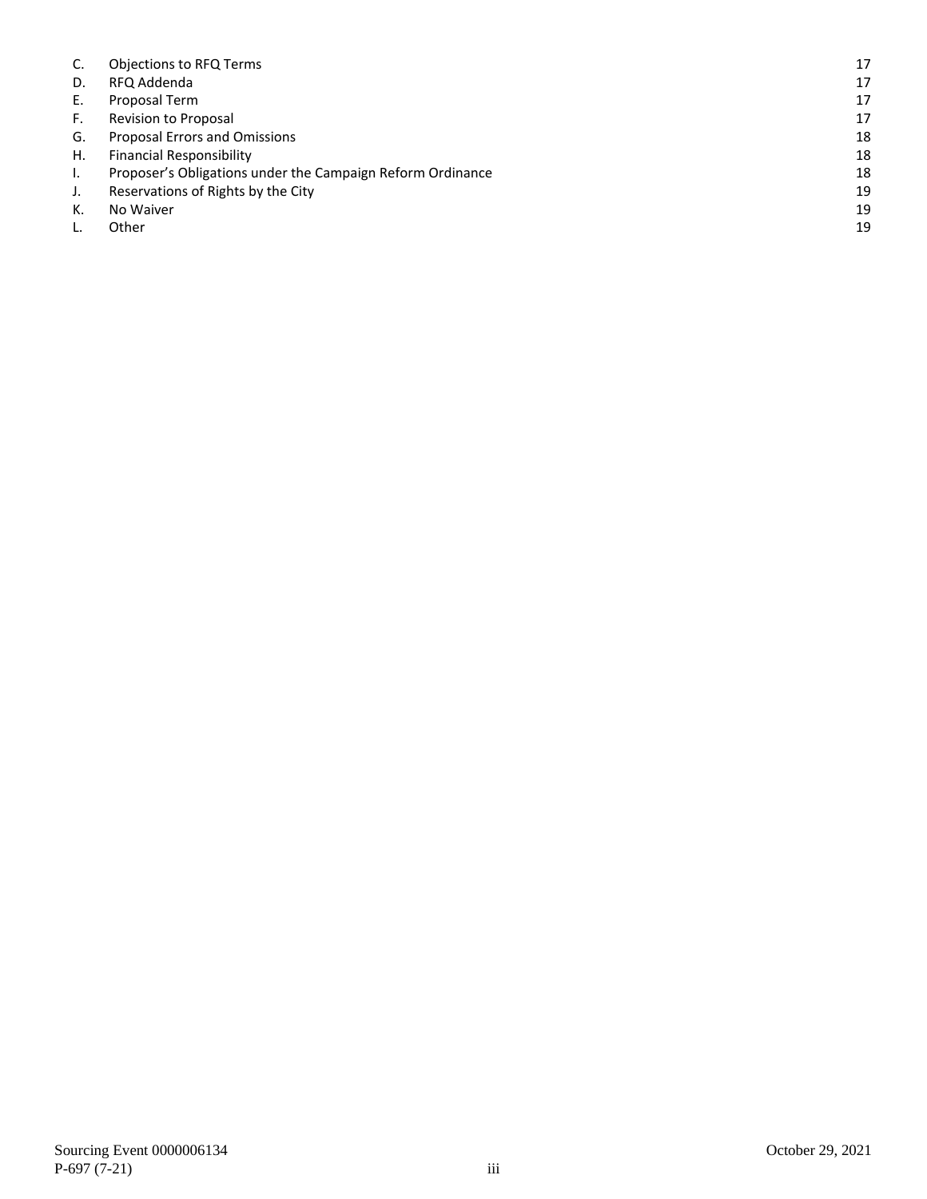| | | |
|---|---|---|
| C. | Objections to RFQ Terms | 17 |
| D. | RFQ Addenda | 17 |
| E. | Proposal Term | 17 |
| F. | Revision to Proposal | 17 |
| G. | Proposal Errors and Omissions | 18 |
| H. | Financial Responsibility | 18 |
| I. | Proposer's Obligations under the Campaign Reform Ordinance | 18 |
| J. | Reservations of Rights by the City | 19 |
| K. | No Waiver | 19 |
| L. | Other | 19 |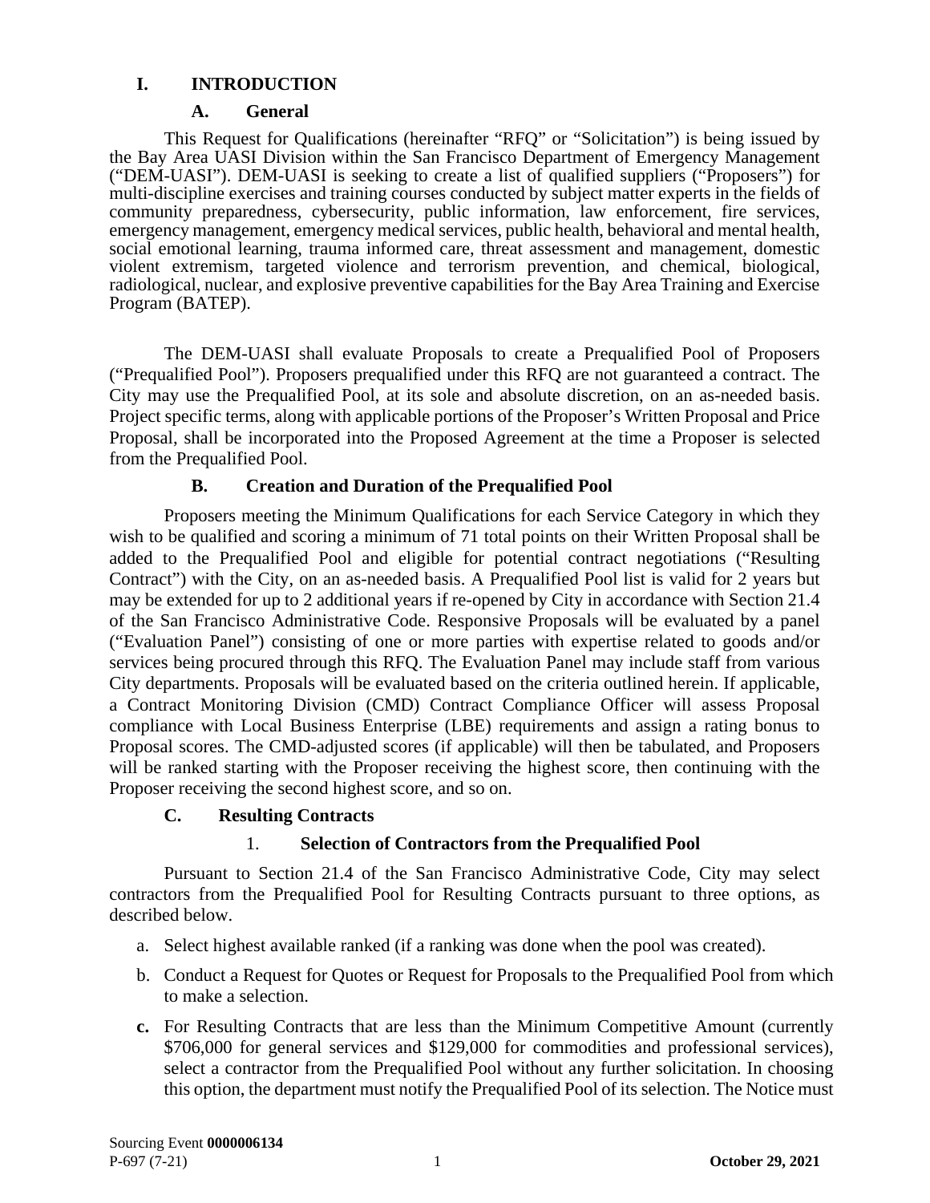# I. INTRODUCTION

## A. General

This Request for Qualifications (hereinafter "RFQ" or "Solicitation") is being issued by the Bay Area UASI Division within the San Francisco Department of Emergency Management ("DEM-UASI"). DEM-UASI is seeking to create a list of qualified suppliers ("Proposers") for multi-discipline exercises and training courses conducted by subject matter experts in the fields of community preparedness, cybersecurity, public information, law enforcement, fire services, emergency management, emergency medical services, public health, behavioral and mental health, social emotional learning, trauma informed care, threat assessment and management, domestic violent extremism, targeted violence and terrorism prevention, and chemical, biological, radiological, nuclear, and explosive preventive capabilities for the Bay Area Training and Exercise Program (BATEP).

The DEM-UASI shall evaluate Proposals to create a Prequalified Pool of Proposers ("Prequalified Pool"). Proposers prequalified under this RFQ are not guaranteed a contract. The City may use the Prequalified Pool, at its sole and absolute discretion, on an as-needed basis. Project specific terms, along with applicable portions of the Proposer's Written Proposal and Price Proposal, shall be incorporated into the Proposed Agreement at the time a Proposer is selected from the Prequalified Pool.

## B. Creation and Duration of the Prequalified Pool

Proposers meeting the Minimum Qualifications for each Service Category in which they wish to be qualified and scoring a minimum of 71 total points on their Written Proposal shall be added to the Prequalified Pool and eligible for potential contract negotiations ("Resulting Contract") with the City, on an as-needed basis. A Prequalified Pool list is valid for 2 years but may be extended for up to 2 additional years if re-opened by City in accordance with Section 21.4 of the San Francisco Administrative Code. Responsive Proposals will be evaluated by a panel ("Evaluation Panel") consisting of one or more parties with expertise related to goods and/or services being procured through this RFQ. The Evaluation Panel may include staff from various City departments. Proposals will be evaluated based on the criteria outlined herein. If applicable, a Contract Monitoring Division (CMD) Contract Compliance Officer will assess Proposal compliance with Local Business Enterprise (LBE) requirements and assign a rating bonus to Proposal scores. The CMD-adjusted scores (if applicable) will then be tabulated, and Proposers will be ranked starting with the Proposer receiving the highest score, then continuing with the Proposer receiving the second highest score, and so on.

## C. Resulting Contracts

### 1. Selection of Contractors from the Prequalified Pool

Pursuant to Section 21.4 of the San Francisco Administrative Code, City may select contractors from the Prequalified Pool for Resulting Contracts pursuant to three options, as described below.

a. Select highest available ranked (if a ranking was done when the pool was created).

b. Conduct a Request for Quotes or Request for Proposals to the Prequalified Pool from which to make a selection.

**c.** For Resulting Contracts that are less than the Minimum Competitive Amount (currently $706,000 for general services and $129,000 for commodities and professional services), select a contractor from the Prequalified Pool without any further solicitation. In choosing this option, the department must notify the Prequalified Pool of its selection. The Notice must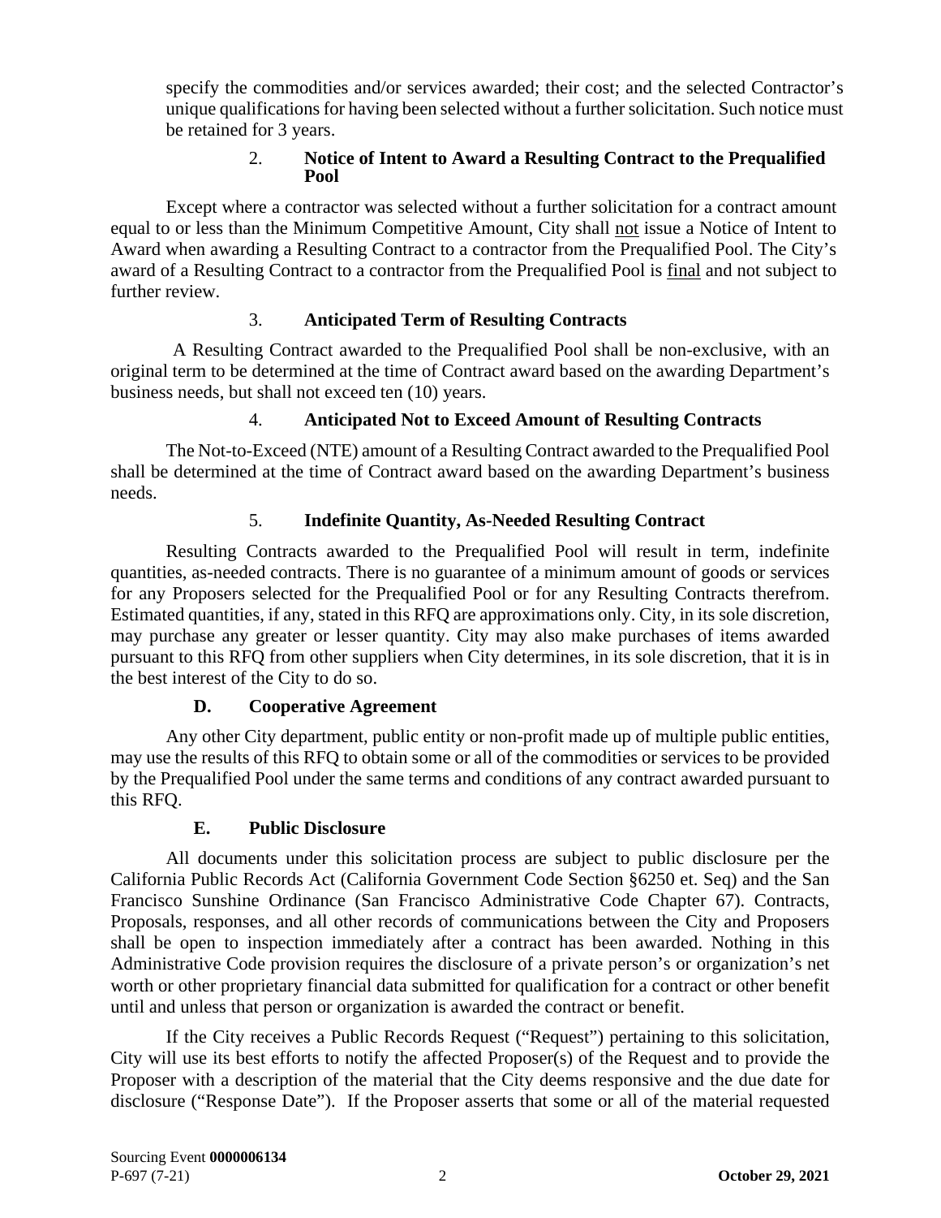specify the commodities and/or services awarded; their cost; and the selected Contractor's unique qualifications for having been selected without a further solicitation. Such notice must be retained for 3 years.

#### 2. Notice of Intent to Award a Resulting Contract to the Prequalified Pool

Except where a contractor was selected without a further solicitation for a contract amount equal to or less than the Minimum Competitive Amount, City shall not issue a Notice of Intent to Award when awarding a Resulting Contract to a contractor from the Prequalified Pool. The City's award of a Resulting Contract to a contractor from the Prequalified Pool is final and not subject to further review.

#### 3. Anticipated Term of Resulting Contracts

A Resulting Contract awarded to the Prequalified Pool shall be non-exclusive, with an original term to be determined at the time of Contract award based on the awarding Department's business needs, but shall not exceed ten (10) years.

#### 4. Anticipated Not to Exceed Amount of Resulting Contracts

The Not-to-Exceed (NTE) amount of a Resulting Contract awarded to the Prequalified Pool shall be determined at the time of Contract award based on the awarding Department's business needs.

#### 5. Indefinite Quantity, As-Needed Resulting Contract

Resulting Contracts awarded to the Prequalified Pool will result in term, indefinite quantities, as-needed contracts. There is no guarantee of a minimum amount of goods or services for any Proposers selected for the Prequalified Pool or for any Resulting Contracts therefrom. Estimated quantities, if any, stated in this RFQ are approximations only. City, in its sole discretion, may purchase any greater or lesser quantity. City may also make purchases of items awarded pursuant to this RFQ from other suppliers when City determines, in its sole discretion, that it is in the best interest of the City to do so.

### D. Cooperative Agreement

Any other City department, public entity or non-profit made up of multiple public entities, may use the results of this RFQ to obtain some or all of the commodities or services to be provided by the Prequalified Pool under the same terms and conditions of any contract awarded pursuant to this RFQ.

### E. Public Disclosure

All documents under this solicitation process are subject to public disclosure per the California Public Records Act (California Government Code Section §6250 et. Seq) and the San Francisco Sunshine Ordinance (San Francisco Administrative Code Chapter 67). Contracts, Proposals, responses, and all other records of communications between the City and Proposers shall be open to inspection immediately after a contract has been awarded. Nothing in this Administrative Code provision requires the disclosure of a private person's or organization's net worth or other proprietary financial data submitted for qualification for a contract or other benefit until and unless that person or organization is awarded the contract or benefit.

If the City receives a Public Records Request ("Request") pertaining to this solicitation, City will use its best efforts to notify the affected Proposer(s) of the Request and to provide the Proposer with a description of the material that the City deems responsive and the due date for disclosure ("Response Date"). If the Proposer asserts that some or all of the material requested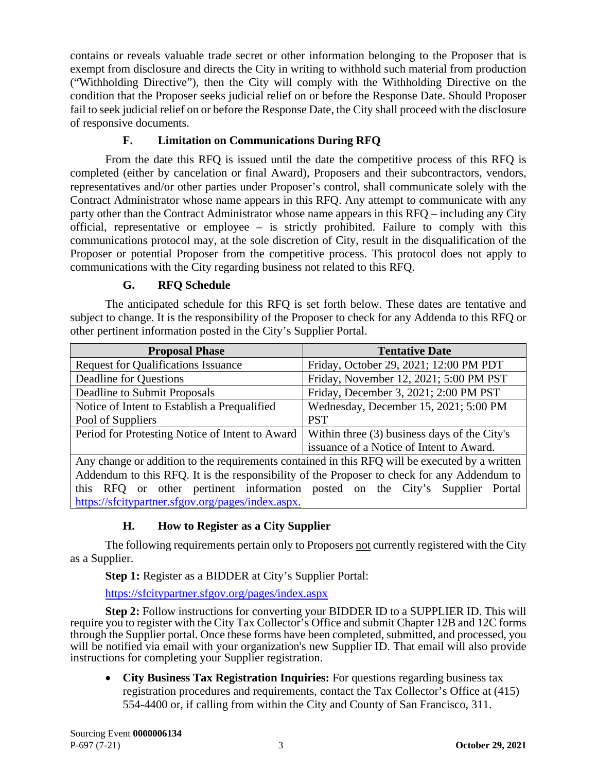contains or reveals valuable trade secret or other information belonging to the Proposer that is exempt from disclosure and directs the City in writing to withhold such material from production ("Withholding Directive"), then the City will comply with the Withholding Directive on the condition that the Proposer seeks judicial relief on or before the Response Date. Should Proposer fail to seek judicial relief on or before the Response Date, the City shall proceed with the disclosure of responsive documents.

### F. Limitation on Communications During RFQ

From the date this RFQ is issued until the date the competitive process of this RFQ is completed (either by cancelation or final Award), Proposers and their subcontractors, vendors, representatives and/or other parties under Proposer's control, shall communicate solely with the Contract Administrator whose name appears in this RFQ. Any attempt to communicate with any party other than the Contract Administrator whose name appears in this RFQ – including any City official, representative or employee – is strictly prohibited. Failure to comply with this communications protocol may, at the sole discretion of City, result in the disqualification of the Proposer or potential Proposer from the competitive process. This protocol does not apply to communications with the City regarding business not related to this RFQ.

### G. RFQ Schedule

The anticipated schedule for this RFQ is set forth below. These dates are tentative and subject to change. It is the responsibility of the Proposer to check for any Addenda to this RFQ or other pertinent information posted in the City's Supplier Portal.

| Proposal Phase | Tentative Date |
|---|---|
| Request for Qualifications Issuance | Friday, October 29, 2021; 12:00 PM PDT |
| Deadline for Questions | Friday, November 12, 2021; 5:00 PM PST |
| Deadline to Submit Proposals | Friday, December 3, 2021; 2:00 PM PST |
| Notice of Intent to Establish a Prequalified Pool of Suppliers | Wednesday, December 15, 2021; 5:00 PM PST |
| Period for Protesting Notice of Intent to Award | Within three (3) business days of the City's issuance of a Notice of Intent to Award. |
| Any change or addition to the requirements contained in this RFQ will be executed by a written Addendum to this RFQ. It is the responsibility of the Proposer to check for any Addendum to this RFQ or other pertinent information posted on the City's Supplier Portal https://sfcitypartner.sfgov.org/pages/index.aspx. | |

### H. How to Register as a City Supplier

The following requirements pertain only to Proposers not currently registered with the City as a Supplier.

**Step 1:** Register as a BIDDER at City's Supplier Portal:

https://sfcitypartner.sfgov.org/pages/index.aspx

**Step 2:** Follow instructions for converting your BIDDER ID to a SUPPLIER ID. This will require you to register with the City Tax Collector's Office and submit Chapter 12B and 12C forms through the Supplier portal. Once these forms have been completed, submitted, and processed, you will be notified via email with your organization's new Supplier ID. That email will also provide instructions for completing your Supplier registration.

- **City Business Tax Registration Inquiries:** For questions regarding business tax registration procedures and requirements, contact the Tax Collector's Office at (415) 554-4400 or, if calling from within the City and County of San Francisco, 311.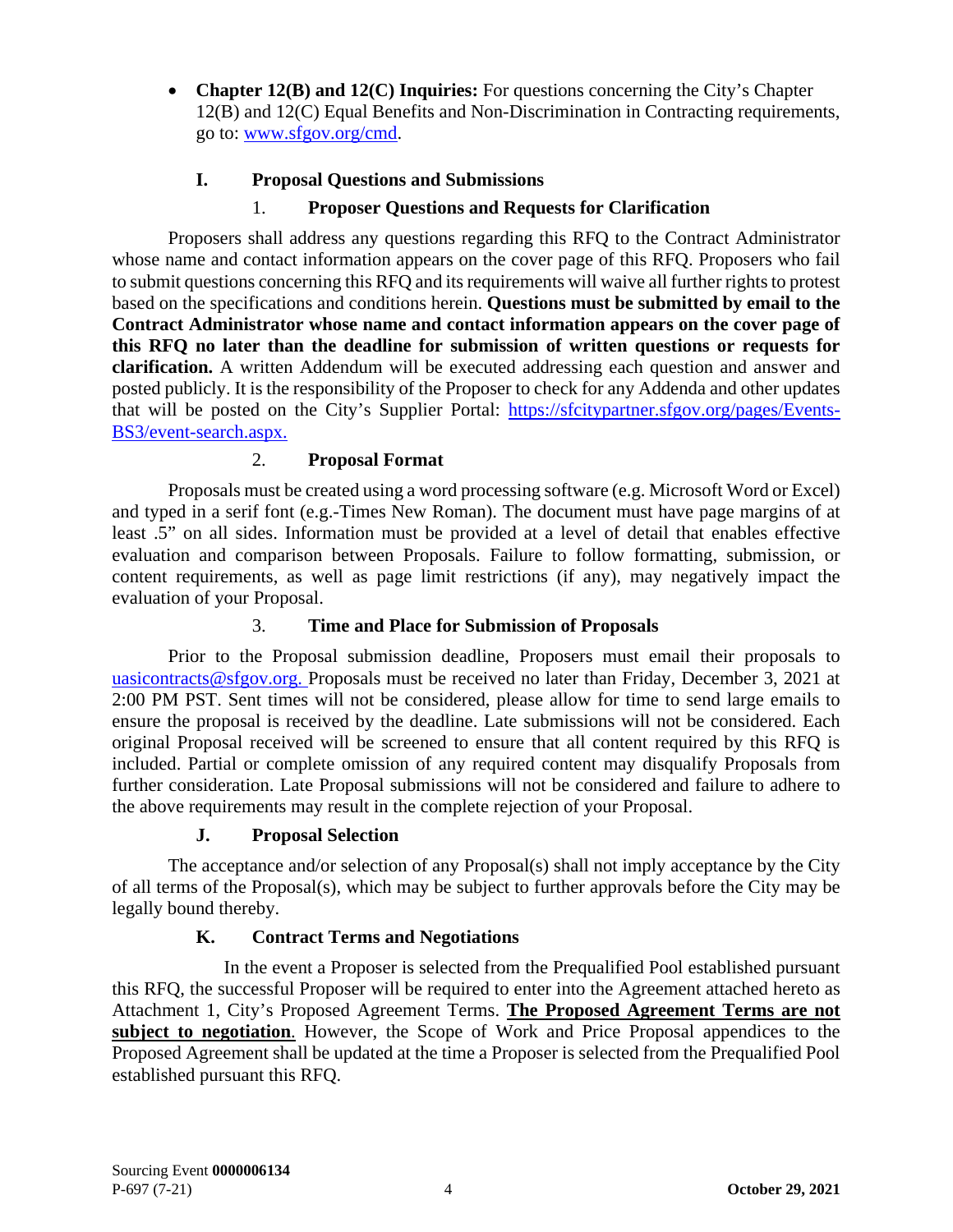- **Chapter 12(B) and 12(C) Inquiries:** For questions concerning the City's Chapter 12(B) and 12(C) Equal Benefits and Non-Discrimination in Contracting requirements, go to: [www.sfgov.org/cmd](www.sfgov.org/cmd).

### I. Proposal Questions and Submissions

#### 1. Proposer Questions and Requests for Clarification

Proposers shall address any questions regarding this RFQ to the Contract Administrator whose name and contact information appears on the cover page of this RFQ. Proposers who fail to submit questions concerning this RFQ and its requirements will waive all further rights to protest based on the specifications and conditions herein. **Questions must be submitted by email to the Contract Administrator whose name and contact information appears on the cover page of this RFQ no later than the deadline for submission of written questions or requests for clarification.** A written Addendum will be executed addressing each question and answer and posted publicly. It is the responsibility of the Proposer to check for any Addenda and other updates that will be posted on the City's Supplier Portal: [https://sfcitypartner.sfgov.org/pages/Events-BS3/event-search.aspx.](https://sfcitypartner.sfgov.org/pages/Events-BS3/event-search.aspx)

#### 2. Proposal Format

Proposals must be created using a word processing software (e.g. Microsoft Word or Excel) and typed in a serif font (e.g.-Times New Roman). The document must have page margins of at least .5" on all sides. Information must be provided at a level of detail that enables effective evaluation and comparison between Proposals. Failure to follow formatting, submission, or content requirements, as well as page limit restrictions (if any), may negatively impact the evaluation of your Proposal.

#### 3. Time and Place for Submission of Proposals

Prior to the Proposal submission deadline, Proposers must email their proposals to [uasicontracts@sfgov.org.](mailto:uasicontracts@sfgov.org) Proposals must be received no later than Friday, December 3, 2021 at 2:00 PM PST. Sent times will not be considered, please allow for time to send large emails to ensure the proposal is received by the deadline. Late submissions will not be considered. Each original Proposal received will be screened to ensure that all content required by this RFQ is included. Partial or complete omission of any required content may disqualify Proposals from further consideration. Late Proposal submissions will not be considered and failure to adhere to the above requirements may result in the complete rejection of your Proposal.

### J. Proposal Selection

The acceptance and/or selection of any Proposal(s) shall not imply acceptance by the City of all terms of the Proposal(s), which may be subject to further approvals before the City may be legally bound thereby.

### K. Contract Terms and Negotiations

In the event a Proposer is selected from the Prequalified Pool established pursuant this RFQ, the successful Proposer will be required to enter into the Agreement attached hereto as Attachment 1, City's Proposed Agreement Terms. **The Proposed Agreement Terms are not subject to negotiation**. However, the Scope of Work and Price Proposal appendices to the Proposed Agreement shall be updated at the time a Proposer is selected from the Prequalified Pool established pursuant this RFQ.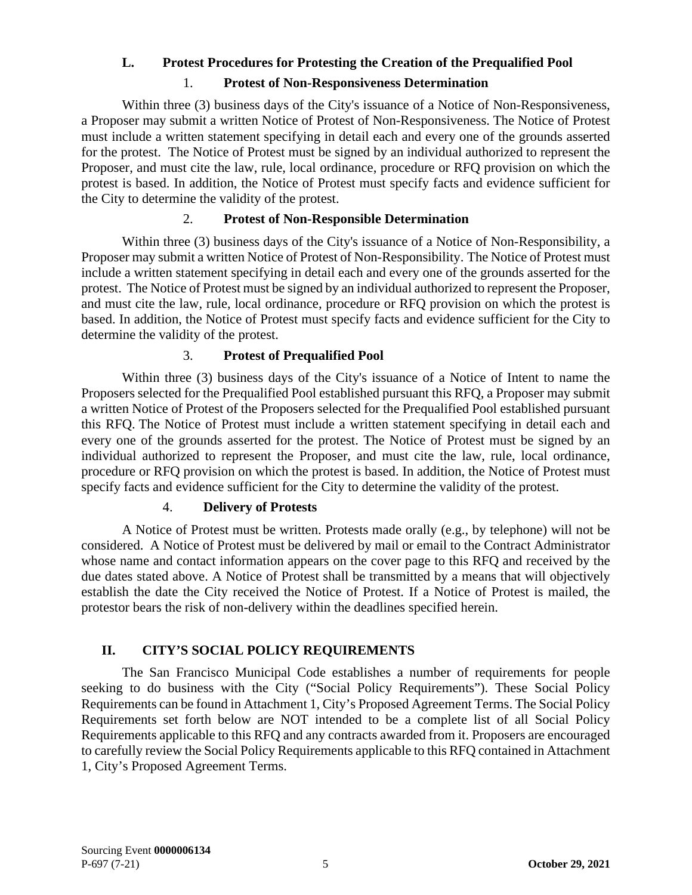### L. Protest Procedures for Protesting the Creation of the Prequalified Pool

#### 1. Protest of Non-Responsiveness Determination

Within three (3) business days of the City's issuance of a Notice of Non-Responsiveness, a Proposer may submit a written Notice of Protest of Non-Responsiveness. The Notice of Protest must include a written statement specifying in detail each and every one of the grounds asserted for the protest. The Notice of Protest must be signed by an individual authorized to represent the Proposer, and must cite the law, rule, local ordinance, procedure or RFQ provision on which the protest is based. In addition, the Notice of Protest must specify facts and evidence sufficient for the City to determine the validity of the protest.

#### 2. Protest of Non-Responsible Determination

Within three (3) business days of the City's issuance of a Notice of Non-Responsibility, a Proposer may submit a written Notice of Protest of Non-Responsibility. The Notice of Protest must include a written statement specifying in detail each and every one of the grounds asserted for the protest. The Notice of Protest must be signed by an individual authorized to represent the Proposer, and must cite the law, rule, local ordinance, procedure or RFQ provision on which the protest is based. In addition, the Notice of Protest must specify facts and evidence sufficient for the City to determine the validity of the protest.

#### 3. Protest of Prequalified Pool

Within three (3) business days of the City's issuance of a Notice of Intent to name the Proposers selected for the Prequalified Pool established pursuant this RFQ, a Proposer may submit a written Notice of Protest of the Proposers selected for the Prequalified Pool established pursuant this RFQ. The Notice of Protest must include a written statement specifying in detail each and every one of the grounds asserted for the protest. The Notice of Protest must be signed by an individual authorized to represent the Proposer, and must cite the law, rule, local ordinance, procedure or RFQ provision on which the protest is based. In addition, the Notice of Protest must specify facts and evidence sufficient for the City to determine the validity of the protest.

#### 4. Delivery of Protests

A Notice of Protest must be written. Protests made orally (e.g., by telephone) will not be considered. A Notice of Protest must be delivered by mail or email to the Contract Administrator whose name and contact information appears on the cover page to this RFQ and received by the due dates stated above. A Notice of Protest shall be transmitted by a means that will objectively establish the date the City received the Notice of Protest. If a Notice of Protest is mailed, the protestor bears the risk of non-delivery within the deadlines specified herein.

## II. CITY'S SOCIAL POLICY REQUIREMENTS

The San Francisco Municipal Code establishes a number of requirements for people seeking to do business with the City ("Social Policy Requirements"). These Social Policy Requirements can be found in Attachment 1, City's Proposed Agreement Terms. The Social Policy Requirements set forth below are NOT intended to be a complete list of all Social Policy Requirements applicable to this RFQ and any contracts awarded from it. Proposers are encouraged to carefully review the Social Policy Requirements applicable to this RFQ contained in Attachment 1, City's Proposed Agreement Terms.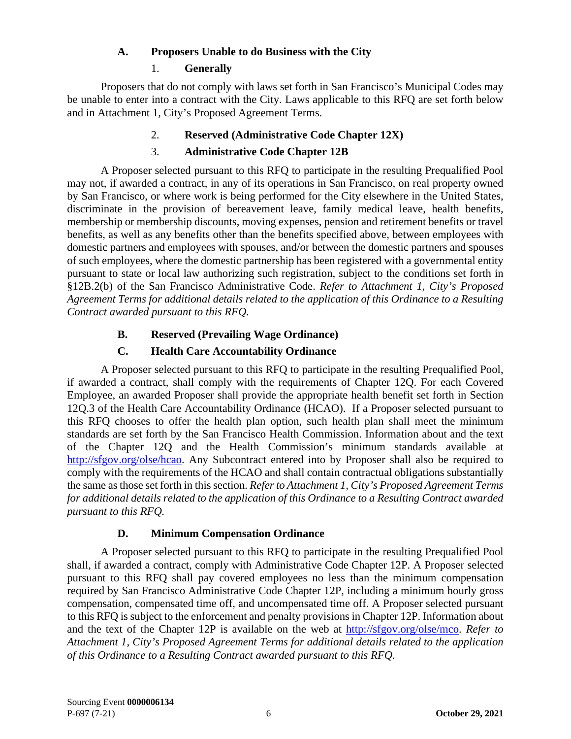### A. Proposers Unable to do Business with the City

#### 1. Generally

Proposers that do not comply with laws set forth in San Francisco's Municipal Codes may be unable to enter into a contract with the City. Laws applicable to this RFQ are set forth below and in Attachment 1, City's Proposed Agreement Terms.

#### 2. Reserved (Administrative Code Chapter 12X)

#### 3. Administrative Code Chapter 12B

A Proposer selected pursuant to this RFQ to participate in the resulting Prequalified Pool may not, if awarded a contract, in any of its operations in San Francisco, on real property owned by San Francisco, or where work is being performed for the City elsewhere in the United States, discriminate in the provision of bereavement leave, family medical leave, health benefits, membership or membership discounts, moving expenses, pension and retirement benefits or travel benefits, as well as any benefits other than the benefits specified above, between employees with domestic partners and employees with spouses, and/or between the domestic partners and spouses of such employees, where the domestic partnership has been registered with a governmental entity pursuant to state or local law authorizing such registration, subject to the conditions set forth in §12B.2(b) of the San Francisco Administrative Code. *Refer to Attachment 1, City's Proposed Agreement Terms for additional details related to the application of this Ordinance to a Resulting Contract awarded pursuant to this RFQ.*

### B. Reserved (Prevailing Wage Ordinance)

### C. Health Care Accountability Ordinance

A Proposer selected pursuant to this RFQ to participate in the resulting Prequalified Pool, if awarded a contract, shall comply with the requirements of Chapter 12Q. For each Covered Employee, an awarded Proposer shall provide the appropriate health benefit set forth in Section 12Q.3 of the Health Care Accountability Ordinance (HCAO). If a Proposer selected pursuant to this RFQ chooses to offer the health plan option, such health plan shall meet the minimum standards are set forth by the San Francisco Health Commission. Information about and the text of the Chapter 12Q and the Health Commission's minimum standards available at http://sfgov.org/olse/hcao. Any Subcontract entered into by Proposer shall also be required to comply with the requirements of the HCAO and shall contain contractual obligations substantially the same as those set forth in this section. *Refer to Attachment 1, City's Proposed Agreement Terms for additional details related to the application of this Ordinance to a Resulting Contract awarded pursuant to this RFQ.*

### D. Minimum Compensation Ordinance

A Proposer selected pursuant to this RFQ to participate in the resulting Prequalified Pool shall, if awarded a contract, comply with Administrative Code Chapter 12P. A Proposer selected pursuant to this RFQ shall pay covered employees no less than the minimum compensation required by San Francisco Administrative Code Chapter 12P, including a minimum hourly gross compensation, compensated time off, and uncompensated time off. A Proposer selected pursuant to this RFQ is subject to the enforcement and penalty provisions in Chapter 12P. Information about and the text of the Chapter 12P is available on the web at http://sfgov.org/olse/mco. *Refer to Attachment 1, City's Proposed Agreement Terms for additional details related to the application of this Ordinance to a Resulting Contract awarded pursuant to this RFQ.*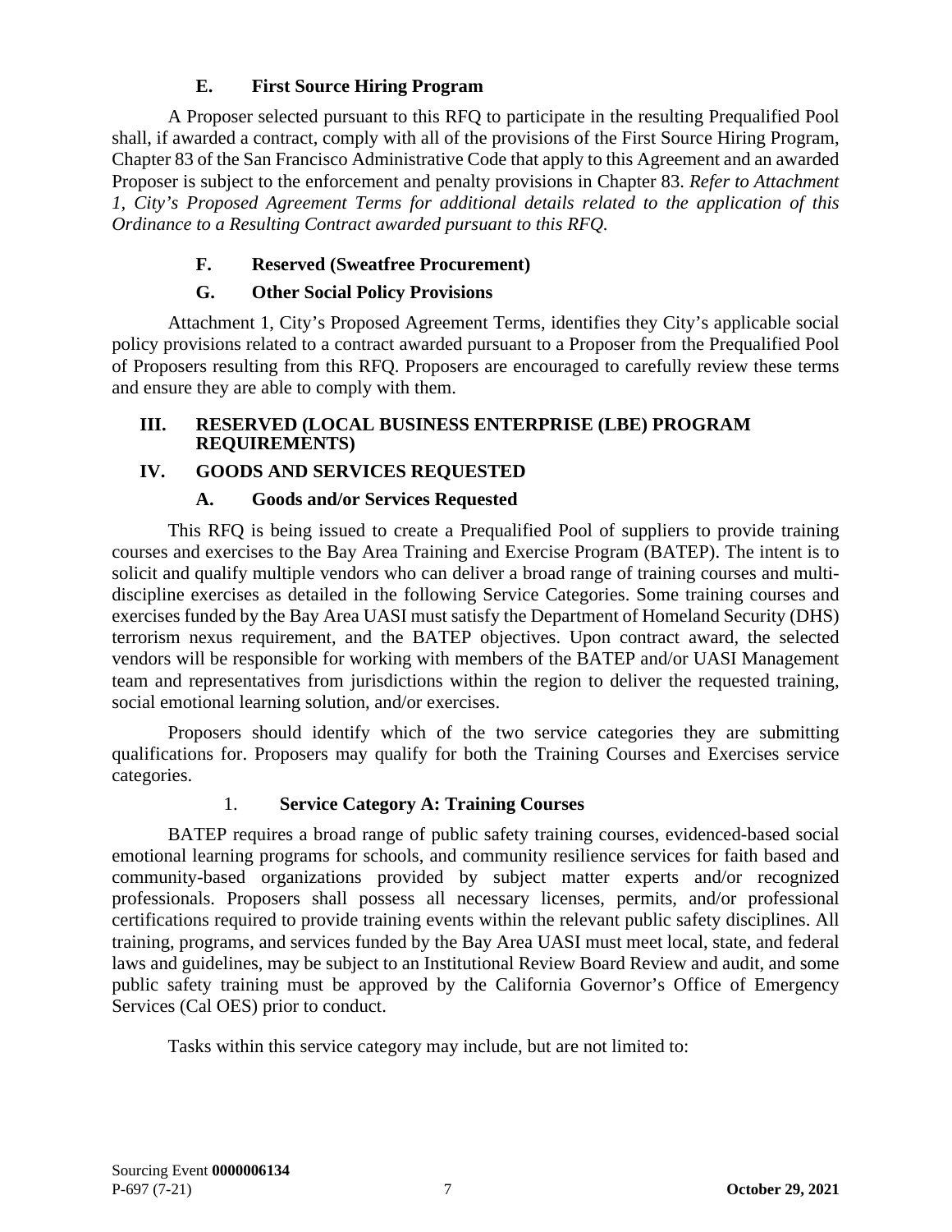### E. First Source Hiring Program

A Proposer selected pursuant to this RFQ to participate in the resulting Prequalified Pool shall, if awarded a contract, comply with all of the provisions of the First Source Hiring Program, Chapter 83 of the San Francisco Administrative Code that apply to this Agreement and an awarded Proposer is subject to the enforcement and penalty provisions in Chapter 83. *Refer to Attachment 1, City's Proposed Agreement Terms for additional details related to the application of this Ordinance to a Resulting Contract awarded pursuant to this RFQ.*

### F. Reserved (Sweatfree Procurement)

### G. Other Social Policy Provisions

Attachment 1, City's Proposed Agreement Terms, identifies they City's applicable social policy provisions related to a contract awarded pursuant to a Proposer from the Prequalified Pool of Proposers resulting from this RFQ. Proposers are encouraged to carefully review these terms and ensure they are able to comply with them.

## III. RESERVED (LOCAL BUSINESS ENTERPRISE (LBE) PROGRAM REQUIREMENTS)

## IV. GOODS AND SERVICES REQUESTED

### A. Goods and/or Services Requested

This RFQ is being issued to create a Prequalified Pool of suppliers to provide training courses and exercises to the Bay Area Training and Exercise Program (BATEP). The intent is to solicit and qualify multiple vendors who can deliver a broad range of training courses and multi-discipline exercises as detailed in the following Service Categories. Some training courses and exercises funded by the Bay Area UASI must satisfy the Department of Homeland Security (DHS) terrorism nexus requirement, and the BATEP objectives. Upon contract award, the selected vendors will be responsible for working with members of the BATEP and/or UASI Management team and representatives from jurisdictions within the region to deliver the requested training, social emotional learning solution, and/or exercises.

Proposers should identify which of the two service categories they are submitting qualifications for. Proposers may qualify for both the Training Courses and Exercises service categories.

#### 1. Service Category A: Training Courses

BATEP requires a broad range of public safety training courses, evidenced-based social emotional learning programs for schools, and community resilience services for faith based and community-based organizations provided by subject matter experts and/or recognized professionals. Proposers shall possess all necessary licenses, permits, and/or professional certifications required to provide training events within the relevant public safety disciplines. All training, programs, and services funded by the Bay Area UASI must meet local, state, and federal laws and guidelines, may be subject to an Institutional Review Board Review and audit, and some public safety training must be approved by the California Governor's Office of Emergency Services (Cal OES) prior to conduct.

Tasks within this service category may include, but are not limited to: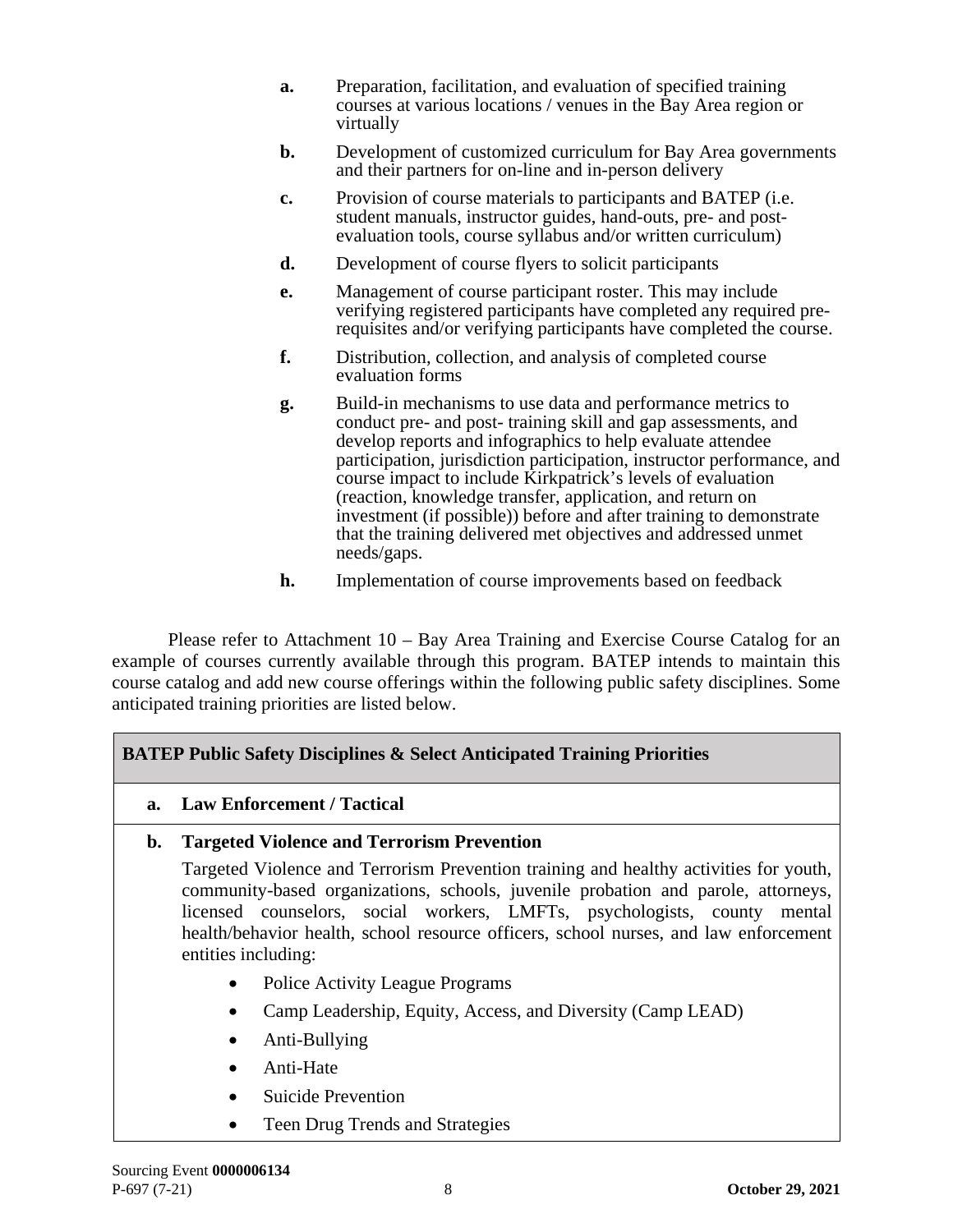a. Preparation, facilitation, and evaluation of specified training courses at various locations / venues in the Bay Area region or virtually

b. Development of customized curriculum for Bay Area governments and their partners for on-line and in-person delivery

c. Provision of course materials to participants and BATEP (i.e. student manuals, instructor guides, hand-outs, pre- and post-evaluation tools, course syllabus and/or written curriculum)

d. Development of course flyers to solicit participants

e. Management of course participant roster. This may include verifying registered participants have completed any required pre-requisites and/or verifying participants have completed the course.

f. Distribution, collection, and analysis of completed course evaluation forms

g. Build-in mechanisms to use data and performance metrics to conduct pre- and post- training skill and gap assessments, and develop reports and infographics to help evaluate attendee participation, jurisdiction participation, instructor performance, and course impact to include Kirkpatrick's levels of evaluation (reaction, knowledge transfer, application, and return on investment (if possible)) before and after training to demonstrate that the training delivered met objectives and addressed unmet needs/gaps.

h. Implementation of course improvements based on feedback

Please refer to Attachment 10 – Bay Area Training and Exercise Course Catalog for an example of courses currently available through this program. BATEP intends to maintain this course catalog and add new course offerings within the following public safety disciplines. Some anticipated training priorities are listed below.

| **BATEP Public Safety Disciplines & Select Anticipated Training Priorities** |
|---|
| **a. Law Enforcement / Tactical** |
| **b. Targeted Violence and Terrorism Prevention**<br><br>Targeted Violence and Terrorism Prevention training and healthy activities for youth, community-based organizations, schools, juvenile probation and parole, attorneys, licensed counselors, social workers, LMFTs, psychologists, county mental health/behavior health, school resource officers, school nurses, and law enforcement entities including:<br><br>• Police Activity League Programs<br>• Camp Leadership, Equity, Access, and Diversity (Camp LEAD)<br>• Anti-Bullying<br>• Anti-Hate<br>• Suicide Prevention<br>• Teen Drug Trends and Strategies |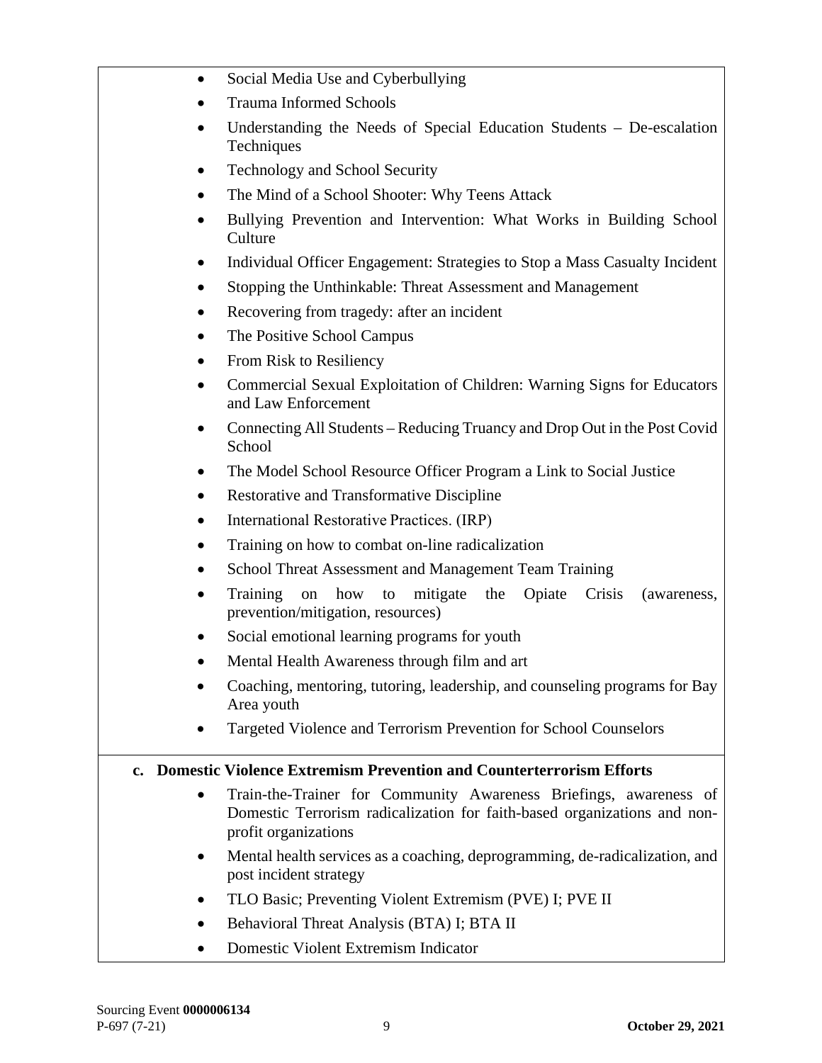- Social Media Use and Cyberbullying
- Trauma Informed Schools
- Understanding the Needs of Special Education Students – De-escalation Techniques
- Technology and School Security
- The Mind of a School Shooter: Why Teens Attack
- Bullying Prevention and Intervention: What Works in Building School Culture
- Individual Officer Engagement: Strategies to Stop a Mass Casualty Incident
- Stopping the Unthinkable: Threat Assessment and Management
- Recovering from tragedy: after an incident
- The Positive School Campus
- From Risk to Resiliency
- Commercial Sexual Exploitation of Children: Warning Signs for Educators and Law Enforcement
- Connecting All Students – Reducing Truancy and Drop Out in the Post Covid School
- The Model School Resource Officer Program a Link to Social Justice
- Restorative and Transformative Discipline
- International Restorative Practices. (IRP)
- Training on how to combat on-line radicalization
- School Threat Assessment and Management Team Training
- Training on how to mitigate the Opiate Crisis (awareness, prevention/mitigation, resources)
- Social emotional learning programs for youth
- Mental Health Awareness through film and art
- Coaching, mentoring, tutoring, leadership, and counseling programs for Bay Area youth
- Targeted Violence and Terrorism Prevention for School Counselors

**c. Domestic Violence Extremism Prevention and Counterterrorism Efforts**

- Train-the-Trainer for Community Awareness Briefings, awareness of Domestic Terrorism radicalization for faith-based organizations and non-profit organizations
- Mental health services as a coaching, deprogramming, de-radicalization, and post incident strategy
- TLO Basic; Preventing Violent Extremism (PVE) I; PVE II
- Behavioral Threat Analysis (BTA) I; BTA II
- Domestic Violent Extremism Indicator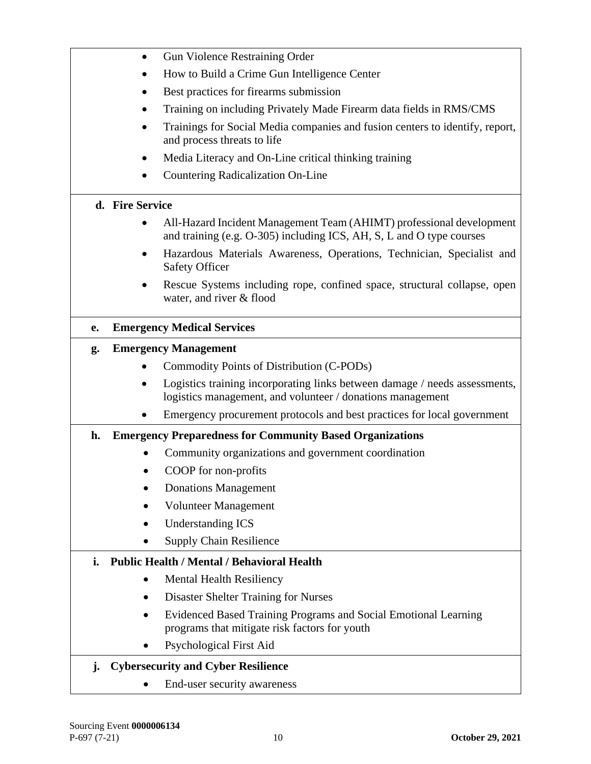- Gun Violence Restraining Order
- How to Build a Crime Gun Intelligence Center
- Best practices for firearms submission
- Training on including Privately Made Firearm data fields in RMS/CMS
- Trainings for Social Media companies and fusion centers to identify, report, and process threats to life
- Media Literacy and On-Line critical thinking training
- Countering Radicalization On-Line

**d. Fire Service**

- All-Hazard Incident Management Team (AHIMT) professional development and training (e.g. O-305) including ICS, AH, S, L and O type courses
- Hazardous Materials Awareness, Operations, Technician, Specialist and Safety Officer
- Rescue Systems including rope, confined space, structural collapse, open water, and river & flood

**e. Emergency Medical Services**

**g. Emergency Management**

- Commodity Points of Distribution (C-PODs)
- Logistics training incorporating links between damage / needs assessments, logistics management, and volunteer / donations management
- Emergency procurement protocols and best practices for local government

**h. Emergency Preparedness for Community Based Organizations**

- Community organizations and government coordination
- COOP for non-profits
- Donations Management
- Volunteer Management
- Understanding ICS
- Supply Chain Resilience

**i. Public Health / Mental / Behavioral Health**

- Mental Health Resiliency
- Disaster Shelter Training for Nurses
- Evidenced Based Training Programs and Social Emotional Learning programs that mitigate risk factors for youth
- Psychological First Aid

**j. Cybersecurity and Cyber Resilience**

- End-user security awareness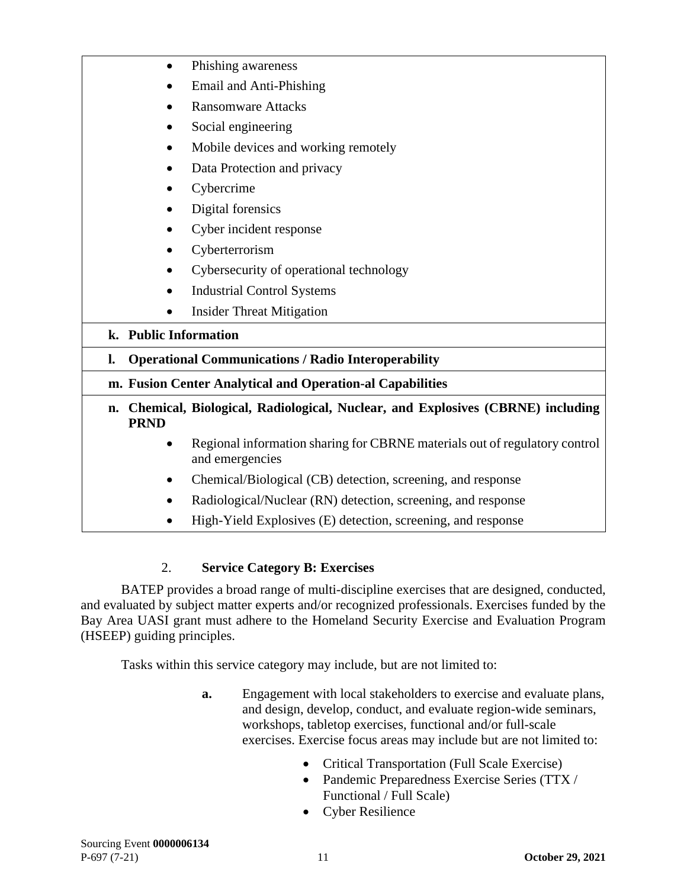| |
|---|
| - Phishing awareness<br>- Email and Anti-Phishing<br>- Ransomware Attacks<br>- Social engineering<br>- Mobile devices and working remotely<br>- Data Protection and privacy<br>- Cybercrime<br>- Digital forensics<br>- Cyber incident response<br>- Cyberterrorism<br>- Cybersecurity of operational technology<br>- Industrial Control Systems<br>- Insider Threat Mitigation |
| **k. Public Information** |
| **l. Operational Communications / Radio Interoperability** |
| **m. Fusion Center Analytical and Operation-al Capabilities** |
| **n. Chemical, Biological, Radiological, Nuclear, and Explosives (CBRNE) including PRND**<br>- Regional information sharing for CBRNE materials out of regulatory control and emergencies<br>- Chemical/Biological (CB) detection, screening, and response<br>- Radiological/Nuclear (RN) detection, screening, and response<br>- High-Yield Explosives (E) detection, screening, and response |

2. **Service Category B: Exercises**

BATEP provides a broad range of multi-discipline exercises that are designed, conducted, and evaluated by subject matter experts and/or recognized professionals. Exercises funded by the Bay Area UASI grant must adhere to the Homeland Security Exercise and Evaluation Program (HSEEP) guiding principles.

Tasks within this service category may include, but are not limited to:

**a.** Engagement with local stakeholders to exercise and evaluate plans, and design, develop, conduct, and evaluate region-wide seminars, workshops, tabletop exercises, functional and/or full-scale exercises. Exercise focus areas may include but are not limited to:

- Critical Transportation (Full Scale Exercise)
- Pandemic Preparedness Exercise Series (TTX / Functional / Full Scale)
- Cyber Resilience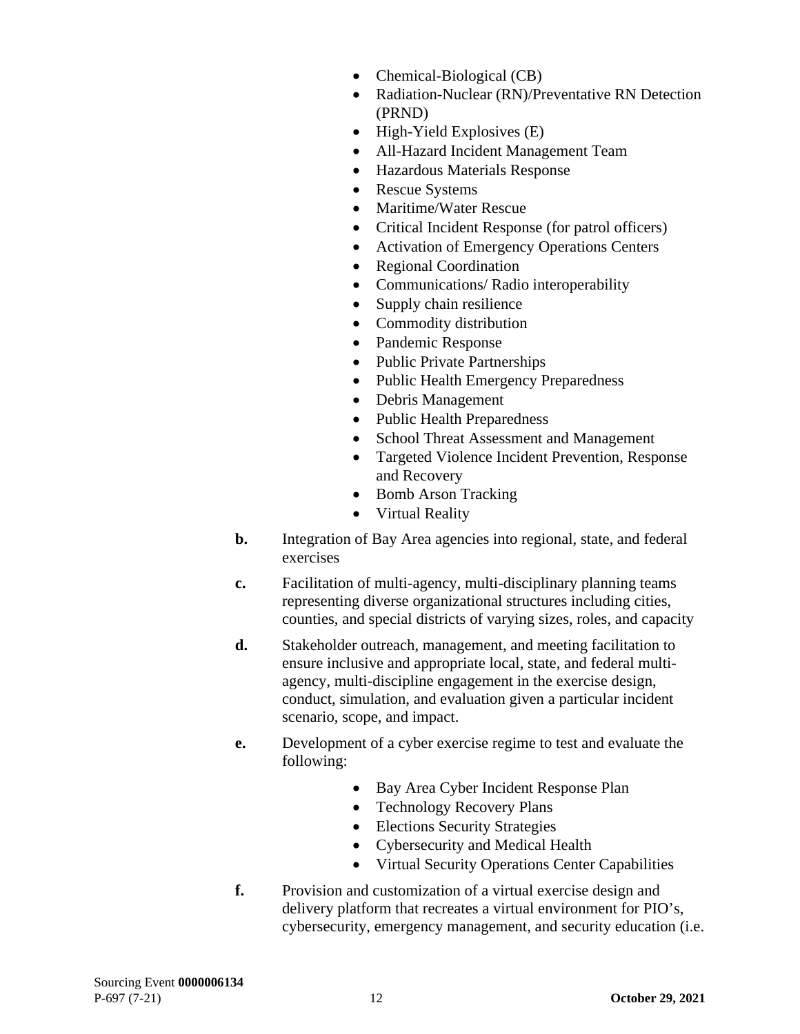- Chemical-Biological (CB)
- Radiation-Nuclear (RN)/Preventative RN Detection (PRND)
- High-Yield Explosives (E)
- All-Hazard Incident Management Team
- Hazardous Materials Response
- Rescue Systems
- Maritime/Water Rescue
- Critical Incident Response (for patrol officers)
- Activation of Emergency Operations Centers
- Regional Coordination
- Communications/ Radio interoperability
- Supply chain resilience
- Commodity distribution
- Pandemic Response
- Public Private Partnerships
- Public Health Emergency Preparedness
- Debris Management
- Public Health Preparedness
- School Threat Assessment and Management
- Targeted Violence Incident Prevention, Response and Recovery
- Bomb Arson Tracking
- Virtual Reality

**b.** Integration of Bay Area agencies into regional, state, and federal exercises

**c.** Facilitation of multi-agency, multi-disciplinary planning teams representing diverse organizational structures including cities, counties, and special districts of varying sizes, roles, and capacity

**d.** Stakeholder outreach, management, and meeting facilitation to ensure inclusive and appropriate local, state, and federal multi-agency, multi-discipline engagement in the exercise design, conduct, simulation, and evaluation given a particular incident scenario, scope, and impact.

**e.** Development of a cyber exercise regime to test and evaluate the following:

- Bay Area Cyber Incident Response Plan
- Technology Recovery Plans
- Elections Security Strategies
- Cybersecurity and Medical Health
- Virtual Security Operations Center Capabilities

**f.** Provision and customization of a virtual exercise design and delivery platform that recreates a virtual environment for PIO's, cybersecurity, emergency management, and security education (i.e.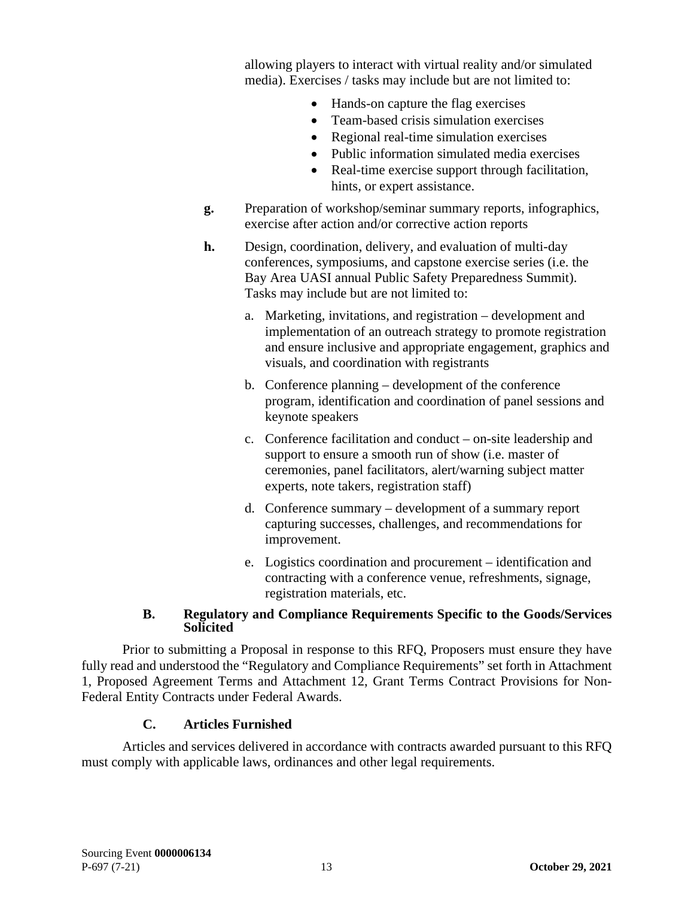allowing players to interact with virtual reality and/or simulated media). Exercises / tasks may include but are not limited to:

- Hands-on capture the flag exercises
- Team-based crisis simulation exercises
- Regional real-time simulation exercises
- Public information simulated media exercises
- Real-time exercise support through facilitation, hints, or expert assistance.

**g.** Preparation of workshop/seminar summary reports, infographics, exercise after action and/or corrective action reports

**h.** Design, coordination, delivery, and evaluation of multi-day conferences, symposiums, and capstone exercise series (i.e. the Bay Area UASI annual Public Safety Preparedness Summit). Tasks may include but are not limited to:

a. Marketing, invitations, and registration – development and implementation of an outreach strategy to promote registration and ensure inclusive and appropriate engagement, graphics and visuals, and coordination with registrants

b. Conference planning – development of the conference program, identification and coordination of panel sessions and keynote speakers

c. Conference facilitation and conduct – on-site leadership and support to ensure a smooth run of show (i.e. master of ceremonies, panel facilitators, alert/warning subject matter experts, note takers, registration staff)

d. Conference summary – development of a summary report capturing successes, challenges, and recommendations for improvement.

e. Logistics coordination and procurement – identification and contracting with a conference venue, refreshments, signage, registration materials, etc.

### B. Regulatory and Compliance Requirements Specific to the Goods/Services Solicited

Prior to submitting a Proposal in response to this RFQ, Proposers must ensure they have fully read and understood the "Regulatory and Compliance Requirements" set forth in Attachment 1, Proposed Agreement Terms and Attachment 12, Grant Terms Contract Provisions for Non-Federal Entity Contracts under Federal Awards.

### C. Articles Furnished

Articles and services delivered in accordance with contracts awarded pursuant to this RFQ must comply with applicable laws, ordinances and other legal requirements.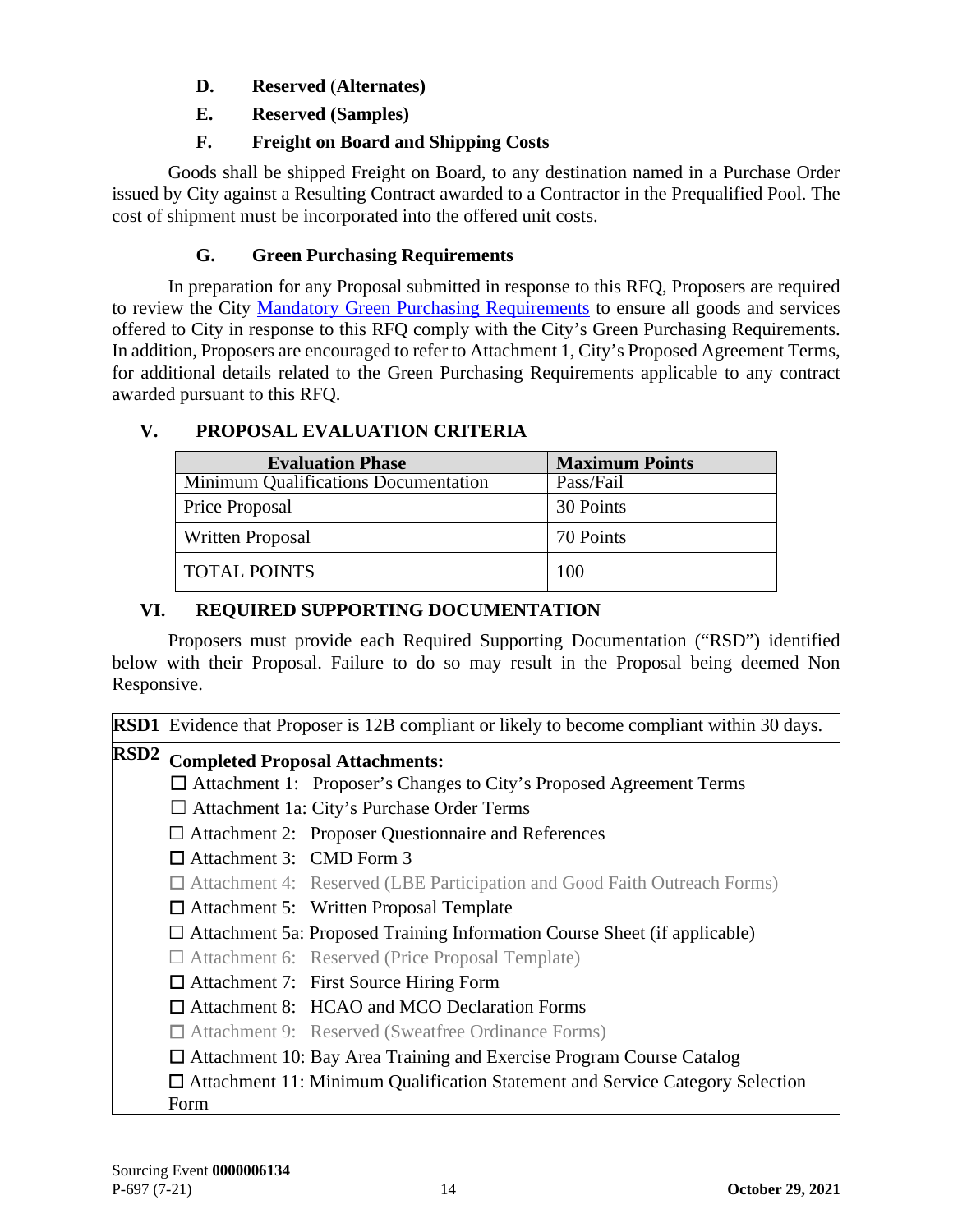### D. Reserved (Alternates)

### E. Reserved (Samples)

### F. Freight on Board and Shipping Costs

Goods shall be shipped Freight on Board, to any destination named in a Purchase Order issued by City against a Resulting Contract awarded to a Contractor in the Prequalified Pool. The cost of shipment must be incorporated into the offered unit costs.

### G. Green Purchasing Requirements

In preparation for any Proposal submitted in response to this RFQ, Proposers are required to review the City [Mandatory Green Purchasing Requirements] to ensure all goods and services offered to City in response to this RFQ comply with the City's Green Purchasing Requirements. In addition, Proposers are encouraged to refer to Attachment 1, City's Proposed Agreement Terms, for additional details related to the Green Purchasing Requirements applicable to any contract awarded pursuant to this RFQ.

## V. PROPOSAL EVALUATION CRITERIA

| Evaluation Phase | Maximum Points |
|---|---|
| Minimum Qualifications Documentation | Pass/Fail |
| Price Proposal | 30 Points |
| Written Proposal | 70 Points |
| TOTAL POINTS | 100 |

## VI. REQUIRED SUPPORTING DOCUMENTATION

Proposers must provide each Required Supporting Documentation ("RSD") identified below with their Proposal. Failure to do so may result in the Proposal being deemed Non Responsive.

| | |
|---|---|
| **RSD1** | Evidence that Proposer is 12B compliant or likely to become compliant within 30 days. |
| **RSD2** | **Completed Proposal Attachments:**<br>☐ Attachment 1: Proposer's Changes to City's Proposed Agreement Terms<br>☐ Attachment 1a: City's Purchase Order Terms<br>☐ Attachment 2: Proposer Questionnaire and References<br>☐ Attachment 3: CMD Form 3<br>☐ Attachment 4: Reserved (LBE Participation and Good Faith Outreach Forms)<br>☐ Attachment 5: Written Proposal Template<br>☐ Attachment 5a: Proposed Training Information Course Sheet (if applicable)<br>☐ Attachment 6: Reserved (Price Proposal Template)<br>☐ Attachment 7: First Source Hiring Form<br>☐ Attachment 8: HCAO and MCO Declaration Forms<br>☐ Attachment 9: Reserved (Sweatfree Ordinance Forms)<br>☐ Attachment 10: Bay Area Training and Exercise Program Course Catalog<br>☐ Attachment 11: Minimum Qualification Statement and Service Category Selection Form |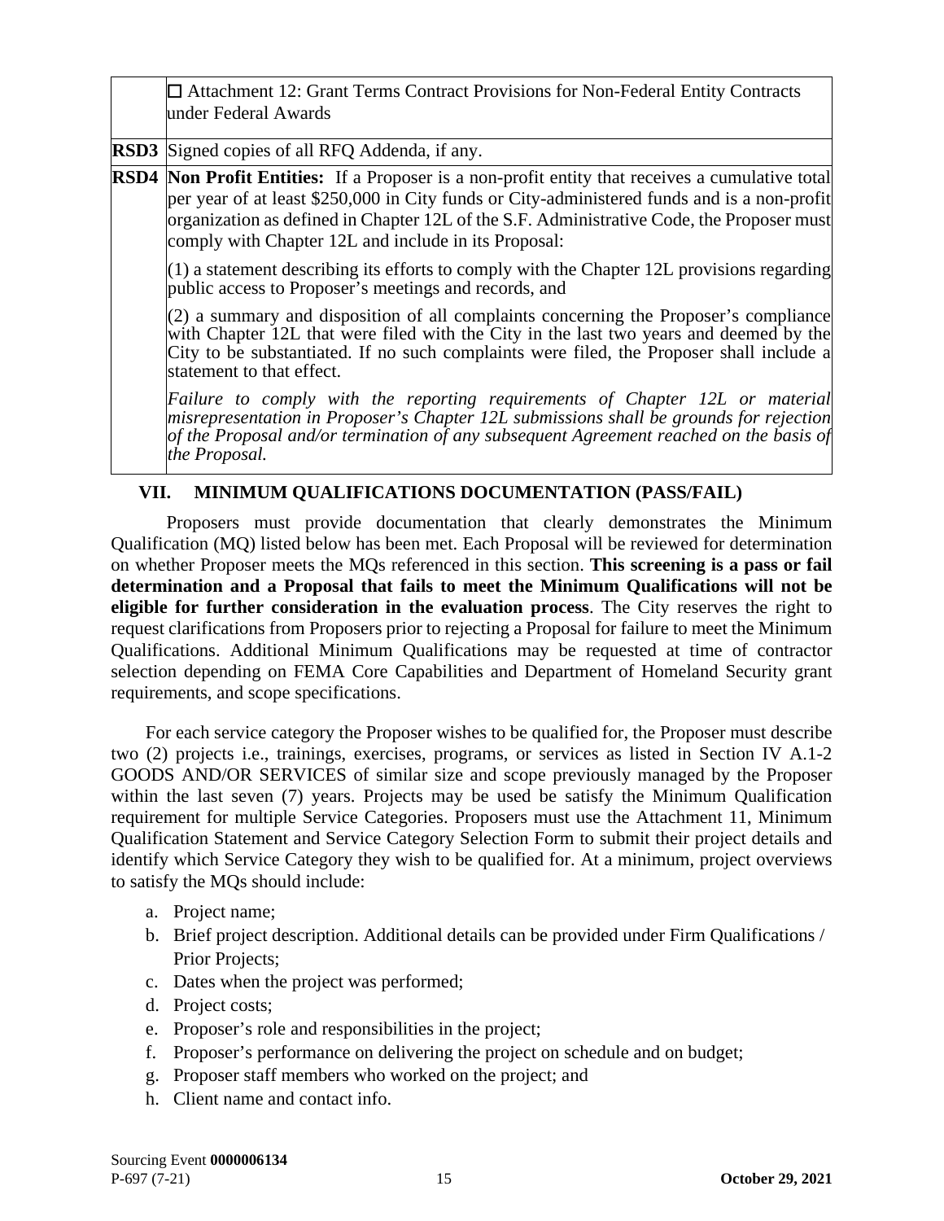| | |
|---|---|
| | ☐ Attachment 12: Grant Terms Contract Provisions for Non-Federal Entity Contracts under Federal Awards |
| **RSD3** | Signed copies of all RFQ Addenda, if any. |
| **RSD4** | **Non Profit Entities:** If a Proposer is a non-profit entity that receives a cumulative total per year of at least $250,000 in City funds or City-administered funds and is a non-profit organization as defined in Chapter 12L of the S.F. Administrative Code, the Proposer must comply with Chapter 12L and include in its Proposal:<br><br>(1) a statement describing its efforts to comply with the Chapter 12L provisions regarding public access to Proposer's meetings and records, and<br><br>(2) a summary and disposition of all complaints concerning the Proposer's compliance with Chapter 12L that were filed with the City in the last two years and deemed by the City to be substantiated. If no such complaints were filed, the Proposer shall include a statement to that effect.<br><br>*Failure to comply with the reporting requirements of Chapter 12L or material misrepresentation in Proposer's Chapter 12L submissions shall be grounds for rejection of the Proposal and/or termination of any subsequent Agreement reached on the basis of the Proposal.* |

## VII. MINIMUM QUALIFICATIONS DOCUMENTATION (PASS/FAIL)

Proposers must provide documentation that clearly demonstrates the Minimum Qualification (MQ) listed below has been met. Each Proposal will be reviewed for determination on whether Proposer meets the MQs referenced in this section. **This screening is a pass or fail determination and a Proposal that fails to meet the Minimum Qualifications will not be eligible for further consideration in the evaluation process**. The City reserves the right to request clarifications from Proposers prior to rejecting a Proposal for failure to meet the Minimum Qualifications. Additional Minimum Qualifications may be requested at time of contractor selection depending on FEMA Core Capabilities and Department of Homeland Security grant requirements, and scope specifications.

For each service category the Proposer wishes to be qualified for, the Proposer must describe two (2) projects i.e., trainings, exercises, programs, or services as listed in Section IV A.1-2 GOODS AND/OR SERVICES of similar size and scope previously managed by the Proposer within the last seven (7) years. Projects may be used be satisfy the Minimum Qualification requirement for multiple Service Categories. Proposers must use the Attachment 11, Minimum Qualification Statement and Service Category Selection Form to submit their project details and identify which Service Category they wish to be qualified for. At a minimum, project overviews to satisfy the MQs should include:

a. Project name;
b. Brief project description. Additional details can be provided under Firm Qualifications / Prior Projects;
c. Dates when the project was performed;
d. Project costs;
e. Proposer's role and responsibilities in the project;
f. Proposer's performance on delivering the project on schedule and on budget;
g. Proposer staff members who worked on the project; and
h. Client name and contact info.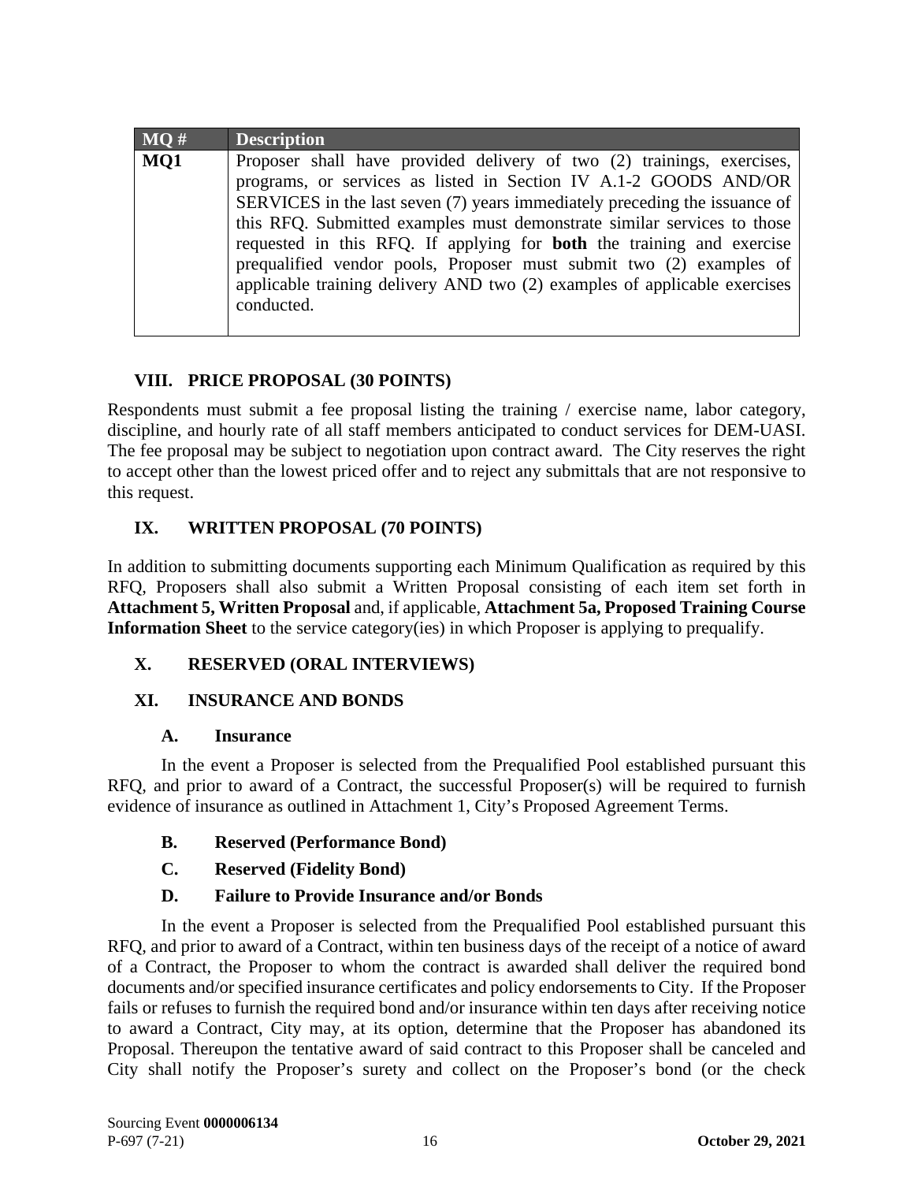| MQ # | Description |
|---|---|
| **MQ1** | Proposer shall have provided delivery of two (2) trainings, exercises, programs, or services as listed in Section IV A.1-2 GOODS AND/OR SERVICES in the last seven (7) years immediately preceding the issuance of this RFQ. Submitted examples must demonstrate similar services to those requested in this RFQ. If applying for **both** the training and exercise prequalified vendor pools, Proposer must submit two (2) examples of applicable training delivery AND two (2) examples of applicable exercises conducted. |

## VIII. PRICE PROPOSAL (30 POINTS)

Respondents must submit a fee proposal listing the training / exercise name, labor category, discipline, and hourly rate of all staff members anticipated to conduct services for DEM-UASI. The fee proposal may be subject to negotiation upon contract award. The City reserves the right to accept other than the lowest priced offer and to reject any submittals that are not responsive to this request.

## IX. WRITTEN PROPOSAL (70 POINTS)

In addition to submitting documents supporting each Minimum Qualification as required by this RFQ, Proposers shall also submit a Written Proposal consisting of each item set forth in **Attachment 5, Written Proposal** and, if applicable, **Attachment 5a, Proposed Training Course Information Sheet** to the service category(ies) in which Proposer is applying to prequalify.

## X. RESERVED (ORAL INTERVIEWS)

## XI. INSURANCE AND BONDS

### A. Insurance

In the event a Proposer is selected from the Prequalified Pool established pursuant this RFQ, and prior to award of a Contract, the successful Proposer(s) will be required to furnish evidence of insurance as outlined in Attachment 1, City's Proposed Agreement Terms.

### B. Reserved (Performance Bond)

### C. Reserved (Fidelity Bond)

### D. Failure to Provide Insurance and/or Bonds

In the event a Proposer is selected from the Prequalified Pool established pursuant this RFQ, and prior to award of a Contract, within ten business days of the receipt of a notice of award of a Contract, the Proposer to whom the contract is awarded shall deliver the required bond documents and/or specified insurance certificates and policy endorsements to City. If the Proposer fails or refuses to furnish the required bond and/or insurance within ten days after receiving notice to award a Contract, City may, at its option, determine that the Proposer has abandoned its Proposal. Thereupon the tentative award of said contract to this Proposer shall be canceled and City shall notify the Proposer's surety and collect on the Proposer's bond (or the check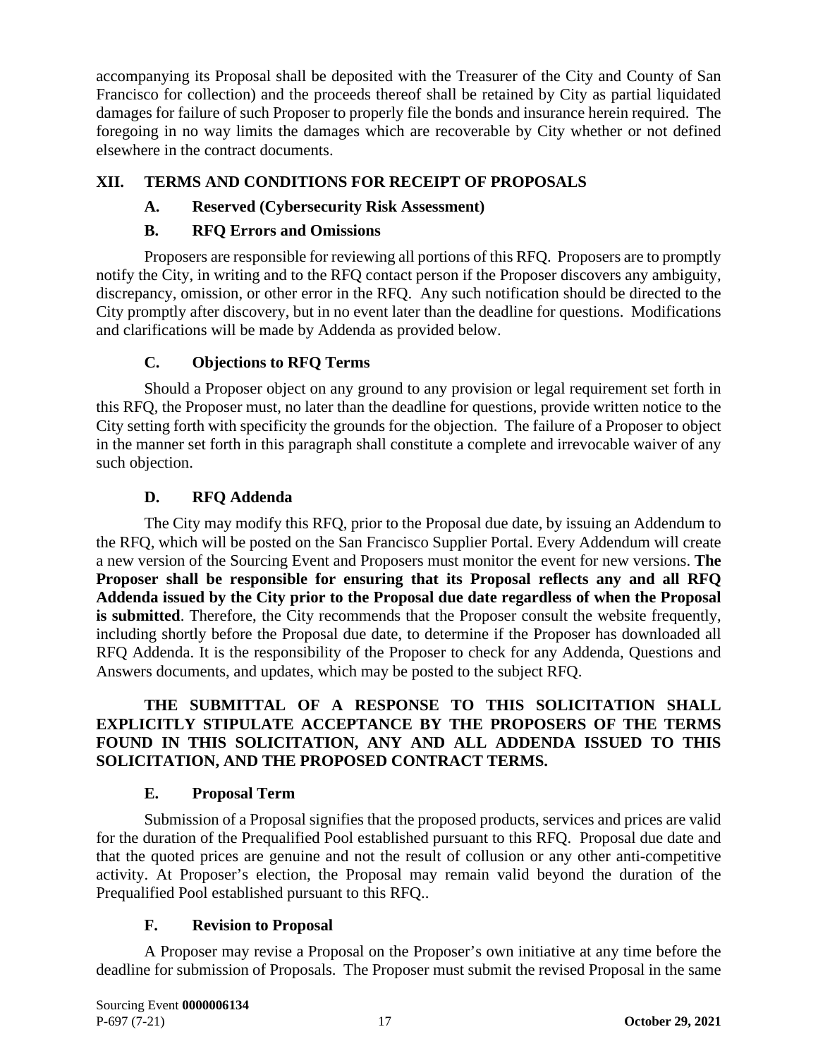accompanying its Proposal shall be deposited with the Treasurer of the City and County of San Francisco for collection) and the proceeds thereof shall be retained by City as partial liquidated damages for failure of such Proposer to properly file the bonds and insurance herein required. The foregoing in no way limits the damages which are recoverable by City whether or not defined elsewhere in the contract documents.

## XII. TERMS AND CONDITIONS FOR RECEIPT OF PROPOSALS

### A. Reserved (Cybersecurity Risk Assessment)

### B. RFQ Errors and Omissions

Proposers are responsible for reviewing all portions of this RFQ. Proposers are to promptly notify the City, in writing and to the RFQ contact person if the Proposer discovers any ambiguity, discrepancy, omission, or other error in the RFQ. Any such notification should be directed to the City promptly after discovery, but in no event later than the deadline for questions. Modifications and clarifications will be made by Addenda as provided below.

### C. Objections to RFQ Terms

Should a Proposer object on any ground to any provision or legal requirement set forth in this RFQ, the Proposer must, no later than the deadline for questions, provide written notice to the City setting forth with specificity the grounds for the objection. The failure of a Proposer to object in the manner set forth in this paragraph shall constitute a complete and irrevocable waiver of any such objection.

### D. RFQ Addenda

The City may modify this RFQ, prior to the Proposal due date, by issuing an Addendum to the RFQ, which will be posted on the San Francisco Supplier Portal. Every Addendum will create a new version of the Sourcing Event and Proposers must monitor the event for new versions. **The Proposer shall be responsible for ensuring that its Proposal reflects any and all RFQ Addenda issued by the City prior to the Proposal due date regardless of when the Proposal is submitted**. Therefore, the City recommends that the Proposer consult the website frequently, including shortly before the Proposal due date, to determine if the Proposer has downloaded all RFQ Addenda. It is the responsibility of the Proposer to check for any Addenda, Questions and Answers documents, and updates, which may be posted to the subject RFQ.

**THE SUBMITTAL OF A RESPONSE TO THIS SOLICITATION SHALL EXPLICITLY STIPULATE ACCEPTANCE BY THE PROPOSERS OF THE TERMS FOUND IN THIS SOLICITATION, ANY AND ALL ADDENDA ISSUED TO THIS SOLICITATION, AND THE PROPOSED CONTRACT TERMS.**

### E. Proposal Term

Submission of a Proposal signifies that the proposed products, services and prices are valid for the duration of the Prequalified Pool established pursuant to this RFQ. Proposal due date and that the quoted prices are genuine and not the result of collusion or any other anti-competitive activity. At Proposer's election, the Proposal may remain valid beyond the duration of the Prequalified Pool established pursuant to this RFQ..

### F. Revision to Proposal

A Proposer may revise a Proposal on the Proposer's own initiative at any time before the deadline for submission of Proposals. The Proposer must submit the revised Proposal in the same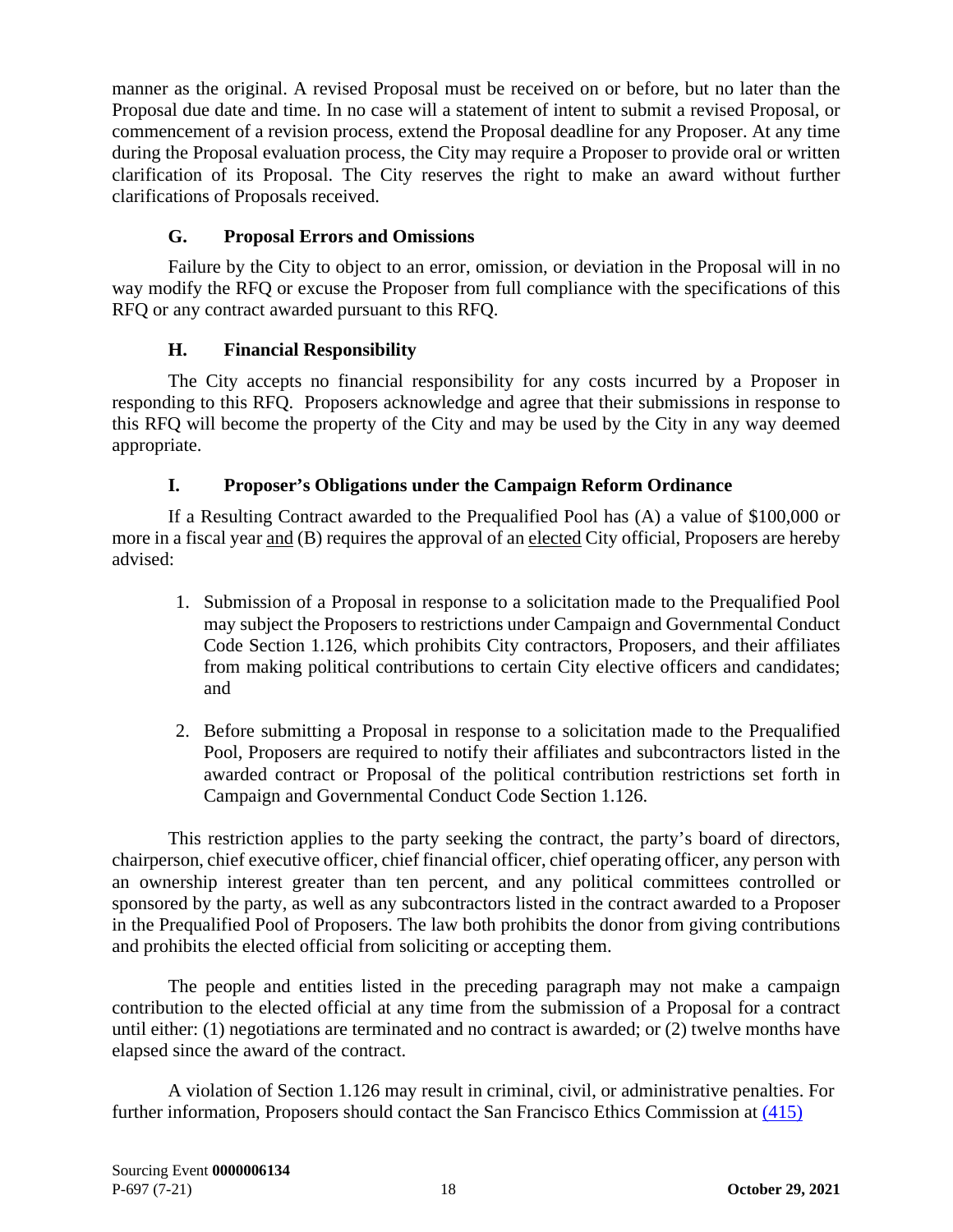manner as the original. A revised Proposal must be received on or before, but no later than the Proposal due date and time. In no case will a statement of intent to submit a revised Proposal, or commencement of a revision process, extend the Proposal deadline for any Proposer. At any time during the Proposal evaluation process, the City may require a Proposer to provide oral or written clarification of its Proposal. The City reserves the right to make an award without further clarifications of Proposals received.

### G. Proposal Errors and Omissions

Failure by the City to object to an error, omission, or deviation in the Proposal will in no way modify the RFQ or excuse the Proposer from full compliance with the specifications of this RFQ or any contract awarded pursuant to this RFQ.

### H. Financial Responsibility

The City accepts no financial responsibility for any costs incurred by a Proposer in responding to this RFQ. Proposers acknowledge and agree that their submissions in response to this RFQ will become the property of the City and may be used by the City in any way deemed appropriate.

### I. Proposer's Obligations under the Campaign Reform Ordinance

If a Resulting Contract awarded to the Prequalified Pool has (A) a value of $100,000 or more in a fiscal year <u>and</u> (B) requires the approval of an <u>elected</u> City official, Proposers are hereby advised:

1. Submission of a Proposal in response to a solicitation made to the Prequalified Pool may subject the Proposers to restrictions under Campaign and Governmental Conduct Code Section 1.126, which prohibits City contractors, Proposers, and their affiliates from making political contributions to certain City elective officers and candidates; and

2. Before submitting a Proposal in response to a solicitation made to the Prequalified Pool, Proposers are required to notify their affiliates and subcontractors listed in the awarded contract or Proposal of the political contribution restrictions set forth in Campaign and Governmental Conduct Code Section 1.126.

This restriction applies to the party seeking the contract, the party's board of directors, chairperson, chief executive officer, chief financial officer, chief operating officer, any person with an ownership interest greater than ten percent, and any political committees controlled or sponsored by the party, as well as any subcontractors listed in the contract awarded to a Proposer in the Prequalified Pool of Proposers. The law both prohibits the donor from giving contributions and prohibits the elected official from soliciting or accepting them.

The people and entities listed in the preceding paragraph may not make a campaign contribution to the elected official at any time from the submission of a Proposal for a contract until either: (1) negotiations are terminated and no contract is awarded; or (2) twelve months have elapsed since the award of the contract.

A violation of Section 1.126 may result in criminal, civil, or administrative penalties. For further information, Proposers should contact the San Francisco Ethics Commission at (415)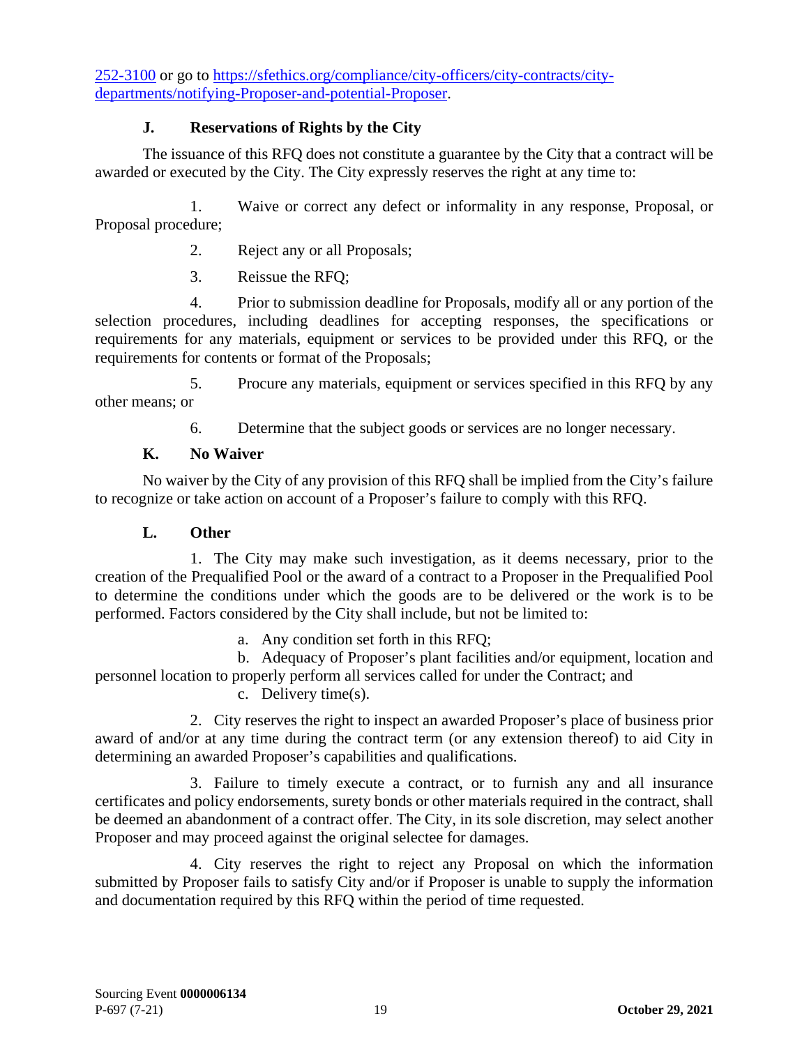252-3100 or go to https://sfethics.org/compliance/city-officers/city-contracts/city-departments/notifying-Proposer-and-potential-Proposer.

### J. Reservations of Rights by the City

The issuance of this RFQ does not constitute a guarantee by the City that a contract will be awarded or executed by the City. The City expressly reserves the right at any time to:

1. Waive or correct any defect or informality in any response, Proposal, or Proposal procedure;
2. Reject any or all Proposals;
3. Reissue the RFQ;
4. Prior to submission deadline for Proposals, modify all or any portion of the selection procedures, including deadlines for accepting responses, the specifications or requirements for any materials, equipment or services to be provided under this RFQ, or the requirements for contents or format of the Proposals;
5. Procure any materials, equipment or services specified in this RFQ by any other means; or
6. Determine that the subject goods or services are no longer necessary.

### K. No Waiver

No waiver by the City of any provision of this RFQ shall be implied from the City's failure to recognize or take action on account of a Proposer's failure to comply with this RFQ.

### L. Other

1. The City may make such investigation, as it deems necessary, prior to the creation of the Prequalified Pool or the award of a contract to a Proposer in the Prequalified Pool to determine the conditions under which the goods are to be delivered or the work is to be performed. Factors considered by the City shall include, but not be limited to:

   a. Any condition set forth in this RFQ;
   b. Adequacy of Proposer's plant facilities and/or equipment, location and personnel location to properly perform all services called for under the Contract; and
   c. Delivery time(s).

2. City reserves the right to inspect an awarded Proposer's place of business prior award of and/or at any time during the contract term (or any extension thereof) to aid City in determining an awarded Proposer's capabilities and qualifications.

3. Failure to timely execute a contract, or to furnish any and all insurance certificates and policy endorsements, surety bonds or other materials required in the contract, shall be deemed an abandonment of a contract offer. The City, in its sole discretion, may select another Proposer and may proceed against the original selectee for damages.

4. City reserves the right to reject any Proposal on which the information submitted by Proposer fails to satisfy City and/or if Proposer is unable to supply the information and documentation required by this RFQ within the period of time requested.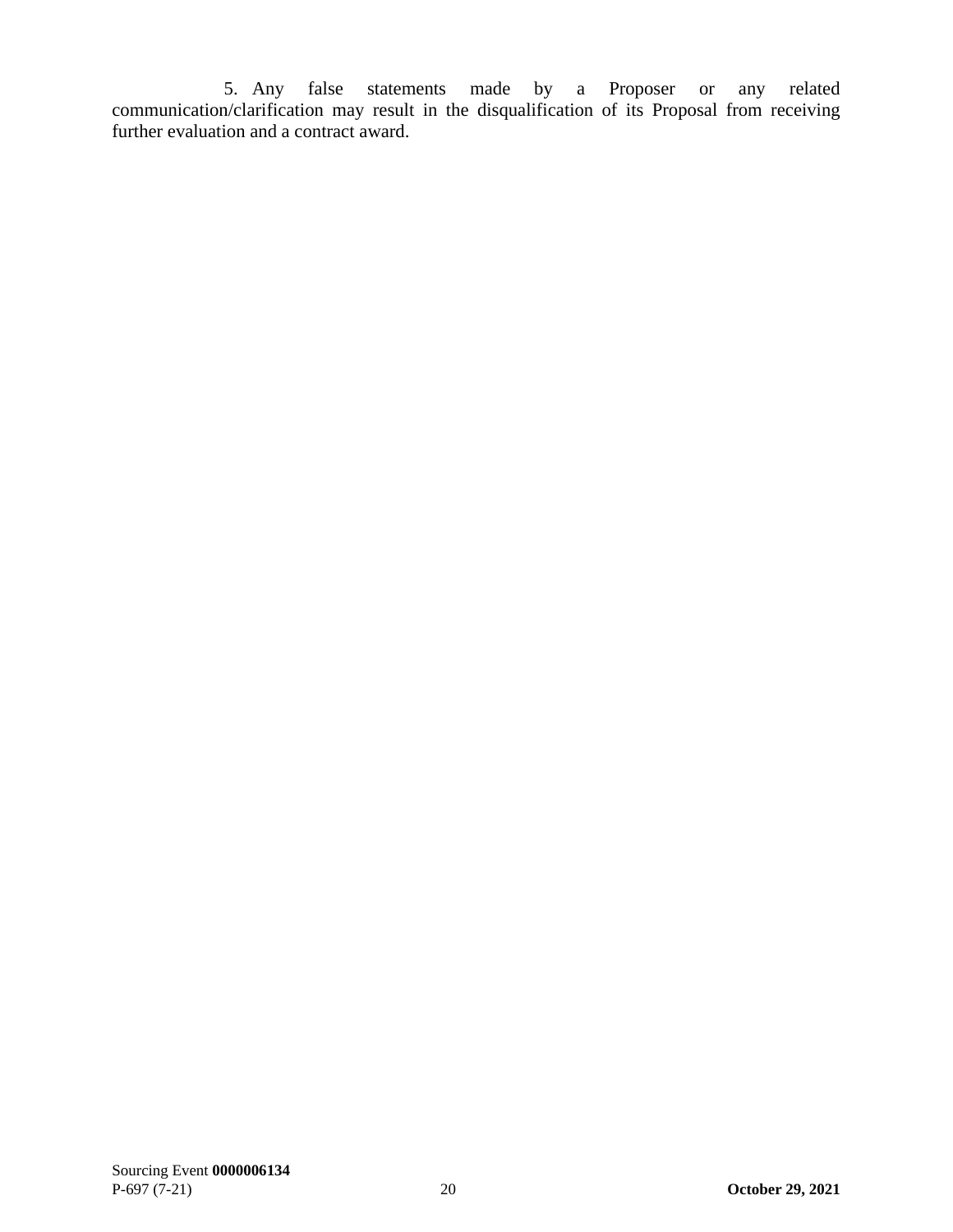5. Any false statements made by a Proposer or any related communication/clarification may result in the disqualification of its Proposal from receiving further evaluation and a contract award.